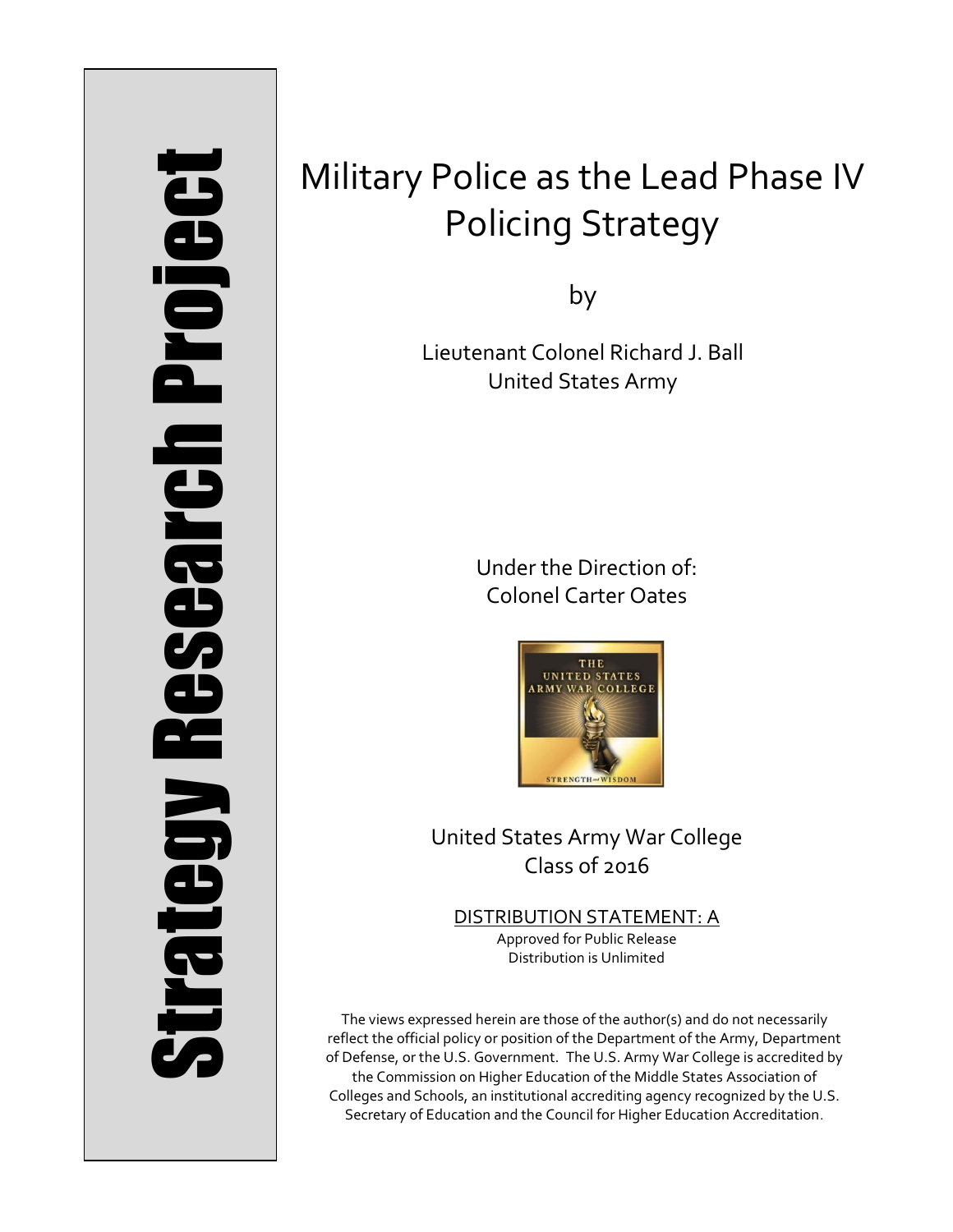Strategy Research Project

# Military Police as the Lead Phase IV Policing Strategy

by

Lieutenant Colonel Richard J. Ball
United States Army

Under the Direction of:
Colonel Carter Oates

United States Army War College
Class of 2016

DISTRIBUTION STATEMENT: A
Approved for Public Release
Distribution is Unlimited

The views expressed herein are those of the author(s) and do not necessarily reflect the official policy or position of the Department of the Army, Department of Defense, or the U.S. Government. The U.S. Army War College is accredited by the Commission on Higher Education of the Middle States Association of Colleges and Schools, an institutional accrediting agency recognized by the U.S. Secretary of Education and the Council for Higher Education Accreditation.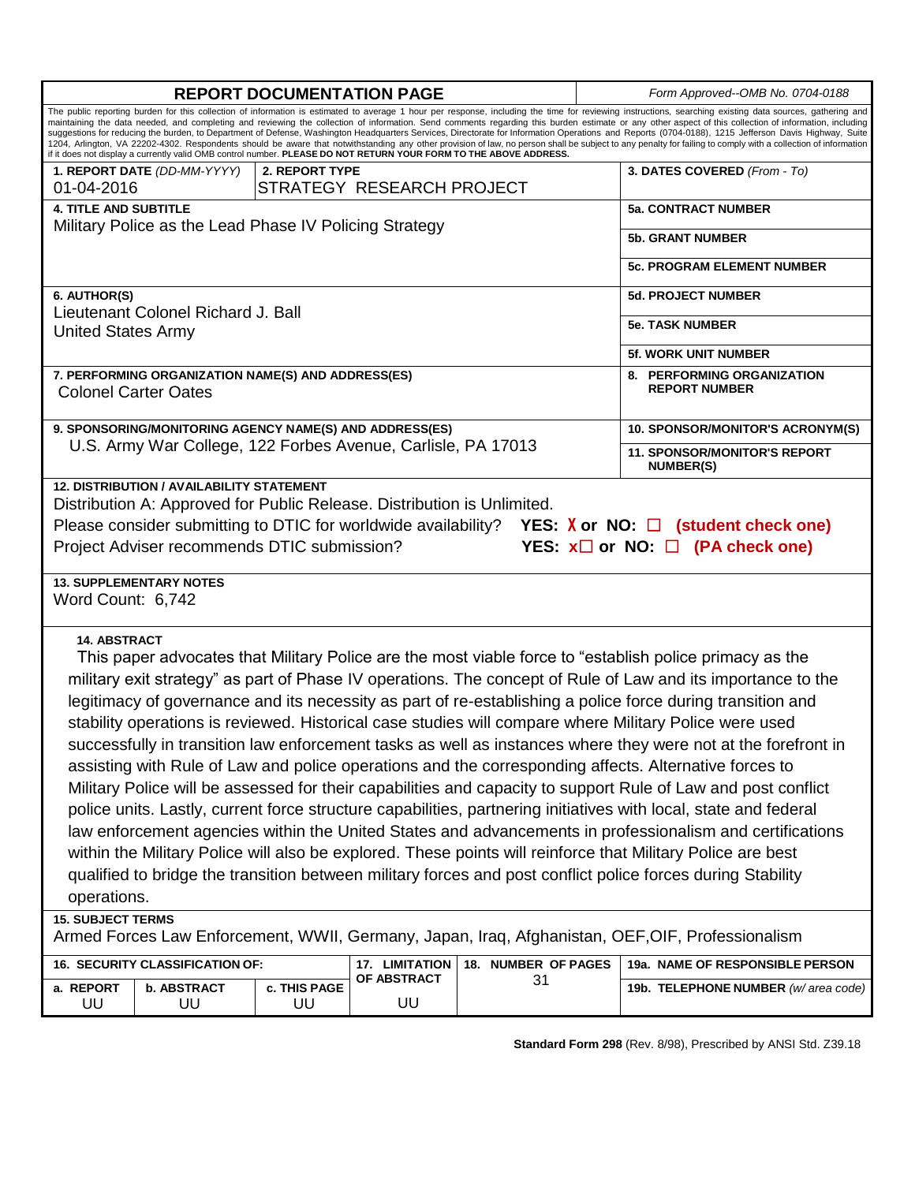# REPORT DOCUMENTATION PAGE

*Form Approved--OMB No. 0704-0188*

The public reporting burden for this collection of information is estimated to average 1 hour per response, including the time for reviewing instructions, searching existing data sources, gathering and maintaining the data needed, and completing and reviewing the collection of information. Send comments regarding this burden estimate or any other aspect of this collection of information, including suggestions for reducing the burden, to Department of Defense, Washington Headquarters Services, Directorate for Information Operations and Reports (0704-0188), 1215 Jefferson Davis Highway, Suite 1204, Arlington, VA 22202-4302. Respondents should be aware that notwithstanding any other provision of law, no person shall be subject to any penalty for failing to comply with a collection of information if it does not display a currently valid OMB control number. **PLEASE DO NOT RETURN YOUR FORM TO THE ABOVE ADDRESS.**

| | | |
|---|---|---|
| **1. REPORT DATE** *(DD-MM-YYYY)* 01-04-2016 | **2. REPORT TYPE** STRATEGY RESEARCH PROJECT | **3. DATES COVERED** *(From - To)* |
| **4. TITLE AND SUBTITLE** Military Police as the Lead Phase IV Policing Strategy | | **5a. CONTRACT NUMBER** |
| | | **5b. GRANT NUMBER** |
| | | **5c. PROGRAM ELEMENT NUMBER** |
| **6. AUTHOR(S)** Lieutenant Colonel Richard J. Ball United States Army | | **5d. PROJECT NUMBER** |
| | | **5e. TASK NUMBER** |
| | | **5f. WORK UNIT NUMBER** |
| **7. PERFORMING ORGANIZATION NAME(S) AND ADDRESS(ES)** Colonel Carter Oates | | **8. PERFORMING ORGANIZATION REPORT NUMBER** |
| **9. SPONSORING/MONITORING AGENCY NAME(S) AND ADDRESS(ES)** U.S. Army War College, 122 Forbes Avenue, Carlisle, PA 17013 | | **10. SPONSOR/MONITOR'S ACRONYM(S)** |
| | | **11. SPONSOR/MONITOR'S REPORT NUMBER(S)** |

**12. DISTRIBUTION / AVAILABILITY STATEMENT**

Distribution A: Approved for Public Release. Distribution is Unlimited.

Please consider submitting to DTIC for worldwide availability? **YES: X or NO: ☐ (student check one)**

Project Adviser recommends DTIC submission? **YES: x☐ or NO: ☐ (PA check one)**

**13. SUPPLEMENTARY NOTES**

Word Count: 6,742

**14. ABSTRACT**

This paper advocates that Military Police are the most viable force to "establish police primacy as the military exit strategy" as part of Phase IV operations. The concept of Rule of Law and its importance to the legitimacy of governance and its necessity as part of re-establishing a police force during transition and stability operations is reviewed. Historical case studies will compare where Military Police were used successfully in transition law enforcement tasks as well as instances where they were not at the forefront in assisting with Rule of Law and police operations and the corresponding affects. Alternative forces to Military Police will be assessed for their capabilities and capacity to support Rule of Law and post conflict police units. Lastly, current force structure capabilities, partnering initiatives with local, state and federal law enforcement agencies within the United States and advancements in professionalism and certifications within the Military Police will also be explored. These points will reinforce that Military Police are best qualified to bridge the transition between military forces and post conflict police forces during Stability operations.

**15. SUBJECT TERMS**

Armed Forces Law Enforcement, WWII, Germany, Japan, Iraq, Afghanistan, OEF,OIF, Professionalism

| **16. SECURITY CLASSIFICATION OF:** | | | **17. LIMITATION OF ABSTRACT** | **18. NUMBER OF PAGES** | **19a. NAME OF RESPONSIBLE PERSON** |
|---|---|---|---|---|---|
| **a. REPORT** UU | **b. ABSTRACT** UU | **c. THIS PAGE** UU | UU | 31 | **19b. TELEPHONE NUMBER** *(w/ area code)* |

**Standard Form 298** (Rev. 8/98), Prescribed by ANSI Std. Z39.18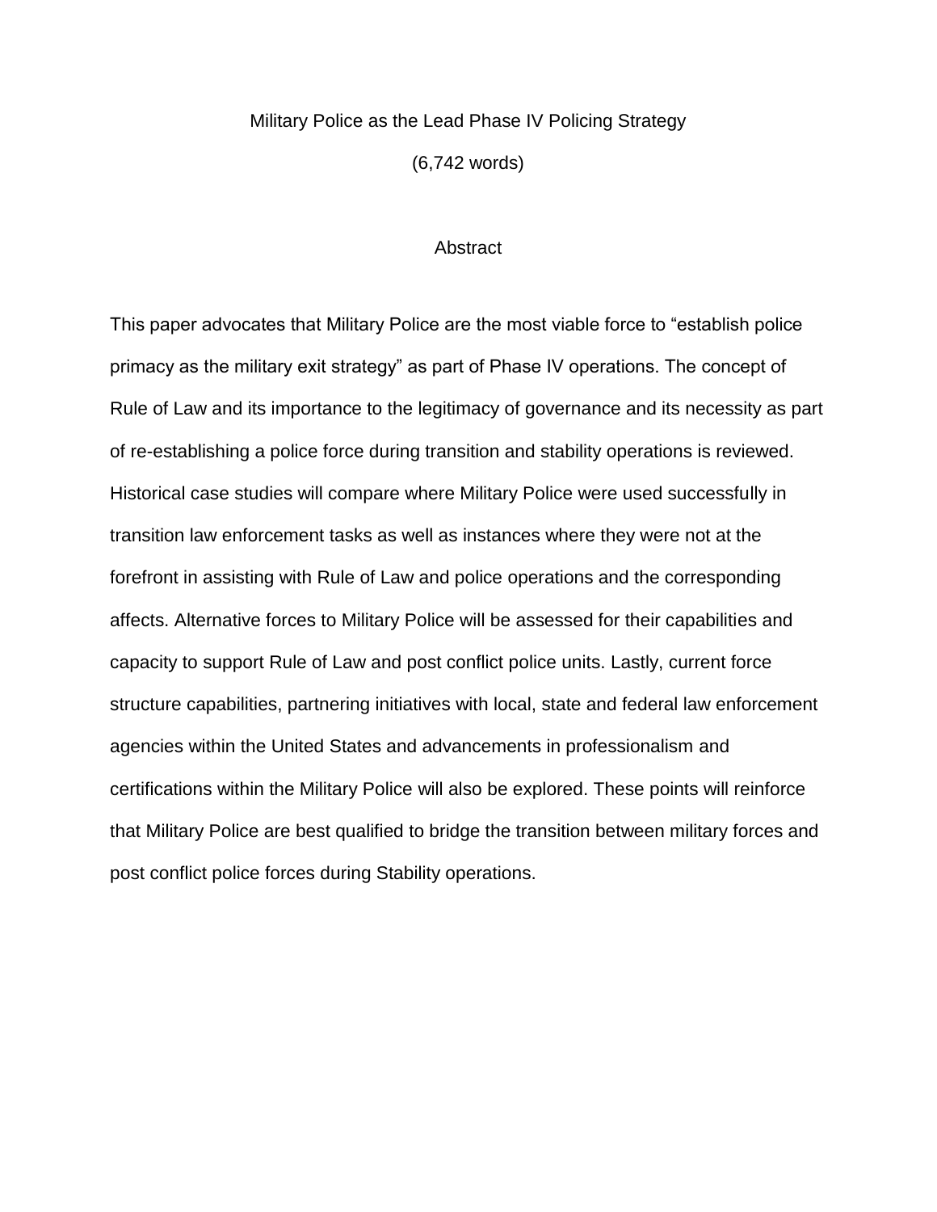# Military Police as the Lead Phase IV Policing Strategy

(6,742 words)

## Abstract

This paper advocates that Military Police are the most viable force to "establish police primacy as the military exit strategy" as part of Phase IV operations. The concept of Rule of Law and its importance to the legitimacy of governance and its necessity as part of re-establishing a police force during transition and stability operations is reviewed. Historical case studies will compare where Military Police were used successfully in transition law enforcement tasks as well as instances where they were not at the forefront in assisting with Rule of Law and police operations and the corresponding affects. Alternative forces to Military Police will be assessed for their capabilities and capacity to support Rule of Law and post conflict police units. Lastly, current force structure capabilities, partnering initiatives with local, state and federal law enforcement agencies within the United States and advancements in professionalism and certifications within the Military Police will also be explored. These points will reinforce that Military Police are best qualified to bridge the transition between military forces and post conflict police forces during Stability operations.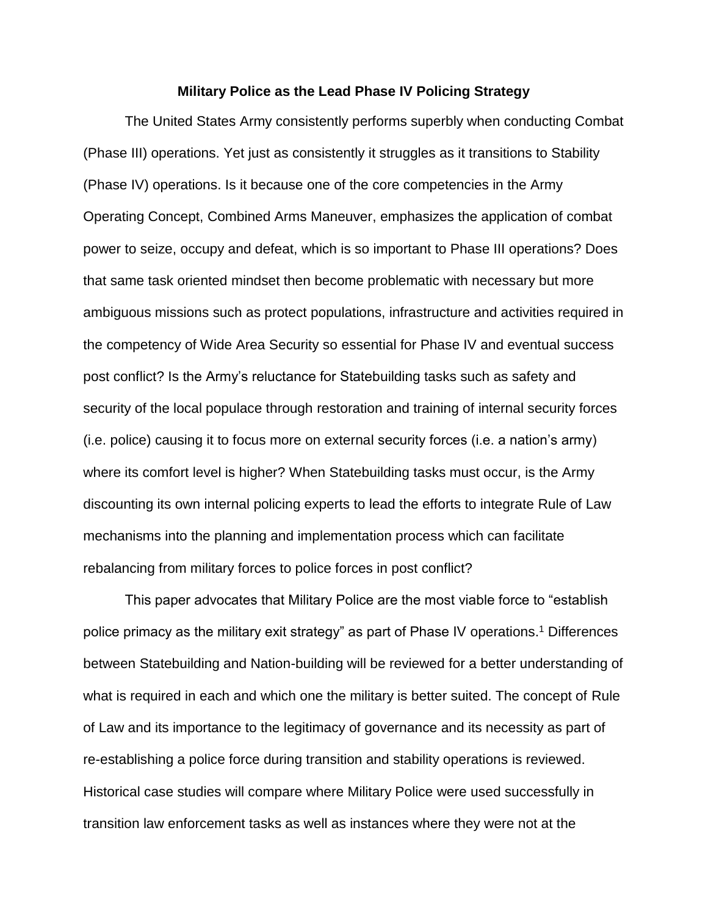## Military Police as the Lead Phase IV Policing Strategy

The United States Army consistently performs superbly when conducting Combat (Phase III) operations. Yet just as consistently it struggles as it transitions to Stability (Phase IV) operations. Is it because one of the core competencies in the Army Operating Concept, Combined Arms Maneuver, emphasizes the application of combat power to seize, occupy and defeat, which is so important to Phase III operations? Does that same task oriented mindset then become problematic with necessary but more ambiguous missions such as protect populations, infrastructure and activities required in the competency of Wide Area Security so essential for Phase IV and eventual success post conflict? Is the Army's reluctance for Statebuilding tasks such as safety and security of the local populace through restoration and training of internal security forces (i.e. police) causing it to focus more on external security forces (i.e. a nation's army) where its comfort level is higher? When Statebuilding tasks must occur, is the Army discounting its own internal policing experts to lead the efforts to integrate Rule of Law mechanisms into the planning and implementation process which can facilitate rebalancing from military forces to police forces in post conflict?

This paper advocates that Military Police are the most viable force to "establish police primacy as the military exit strategy" as part of Phase IV operations.[1] Differences between Statebuilding and Nation-building will be reviewed for a better understanding of what is required in each and which one the military is better suited. The concept of Rule of Law and its importance to the legitimacy of governance and its necessity as part of re-establishing a police force during transition and stability operations is reviewed. Historical case studies will compare where Military Police were used successfully in transition law enforcement tasks as well as instances where they were not at the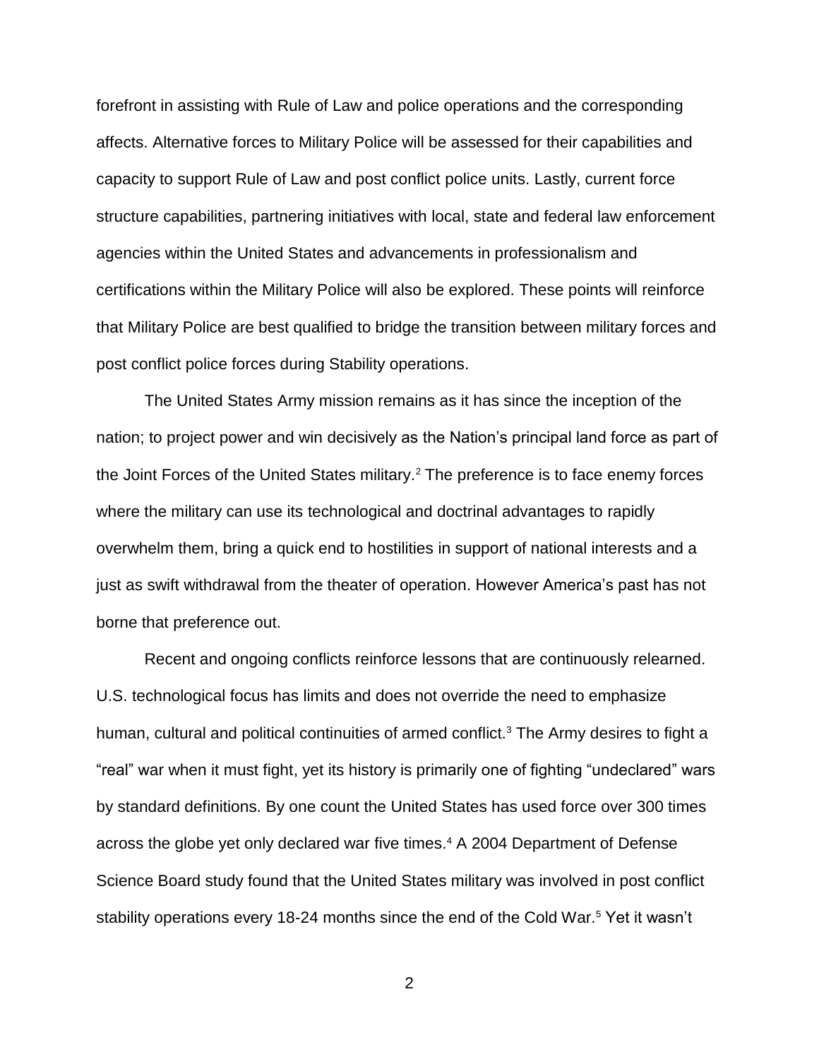forefront in assisting with Rule of Law and police operations and the corresponding affects. Alternative forces to Military Police will be assessed for their capabilities and capacity to support Rule of Law and post conflict police units. Lastly, current force structure capabilities, partnering initiatives with local, state and federal law enforcement agencies within the United States and advancements in professionalism and certifications within the Military Police will also be explored. These points will reinforce that Military Police are best qualified to bridge the transition between military forces and post conflict police forces during Stability operations.

The United States Army mission remains as it has since the inception of the nation; to project power and win decisively as the Nation's principal land force as part of the Joint Forces of the United States military.[2] The preference is to face enemy forces where the military can use its technological and doctrinal advantages to rapidly overwhelm them, bring a quick end to hostilities in support of national interests and a just as swift withdrawal from the theater of operation. However America's past has not borne that preference out.

Recent and ongoing conflicts reinforce lessons that are continuously relearned. U.S. technological focus has limits and does not override the need to emphasize human, cultural and political continuities of armed conflict.[3] The Army desires to fight a "real" war when it must fight, yet its history is primarily one of fighting "undeclared" wars by standard definitions. By one count the United States has used force over 300 times across the globe yet only declared war five times.[4] A 2004 Department of Defense Science Board study found that the United States military was involved in post conflict stability operations every 18-24 months since the end of the Cold War.[5] Yet it wasn't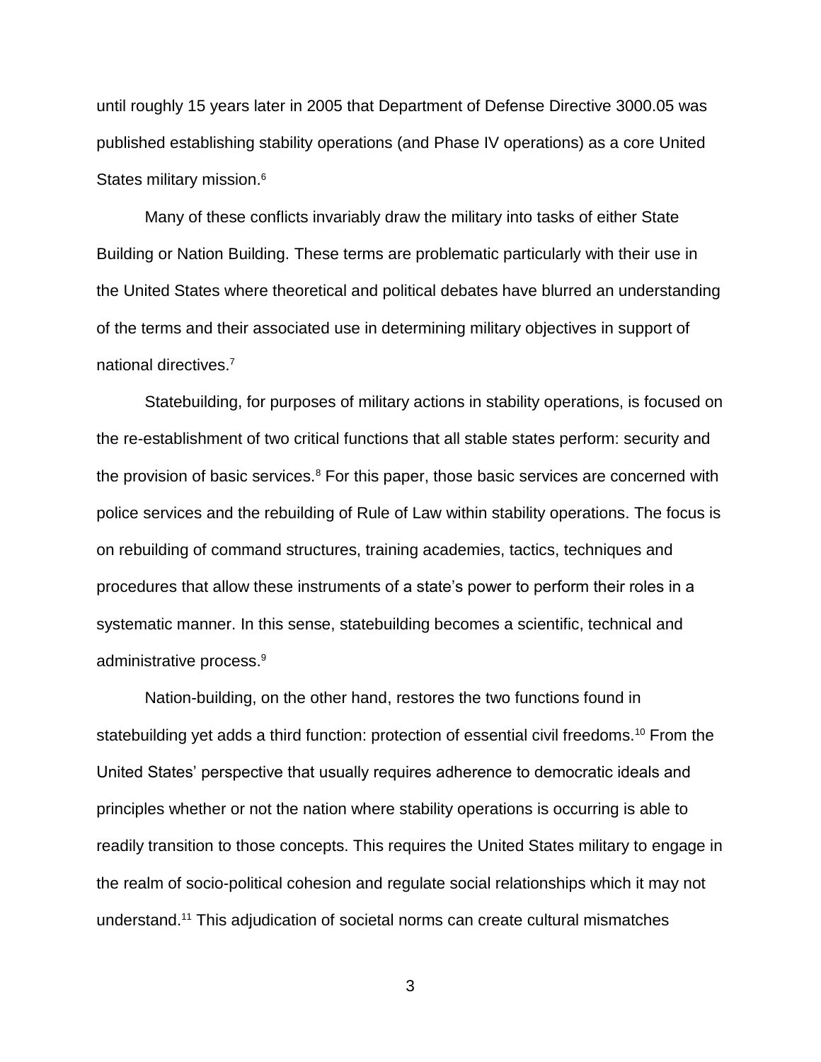until roughly 15 years later in 2005 that Department of Defense Directive 3000.05 was published establishing stability operations (and Phase IV operations) as a core United States military mission.[6]

Many of these conflicts invariably draw the military into tasks of either State Building or Nation Building. These terms are problematic particularly with their use in the United States where theoretical and political debates have blurred an understanding of the terms and their associated use in determining military objectives in support of national directives.[7]

Statebuilding, for purposes of military actions in stability operations, is focused on the re-establishment of two critical functions that all stable states perform: security and the provision of basic services.[8] For this paper, those basic services are concerned with police services and the rebuilding of Rule of Law within stability operations. The focus is on rebuilding of command structures, training academies, tactics, techniques and procedures that allow these instruments of a state's power to perform their roles in a systematic manner. In this sense, statebuilding becomes a scientific, technical and administrative process.[9]

Nation-building, on the other hand, restores the two functions found in statebuilding yet adds a third function: protection of essential civil freedoms.[10] From the United States' perspective that usually requires adherence to democratic ideals and principles whether or not the nation where stability operations is occurring is able to readily transition to those concepts. This requires the United States military to engage in the realm of socio-political cohesion and regulate social relationships which it may not understand.[11] This adjudication of societal norms can create cultural mismatches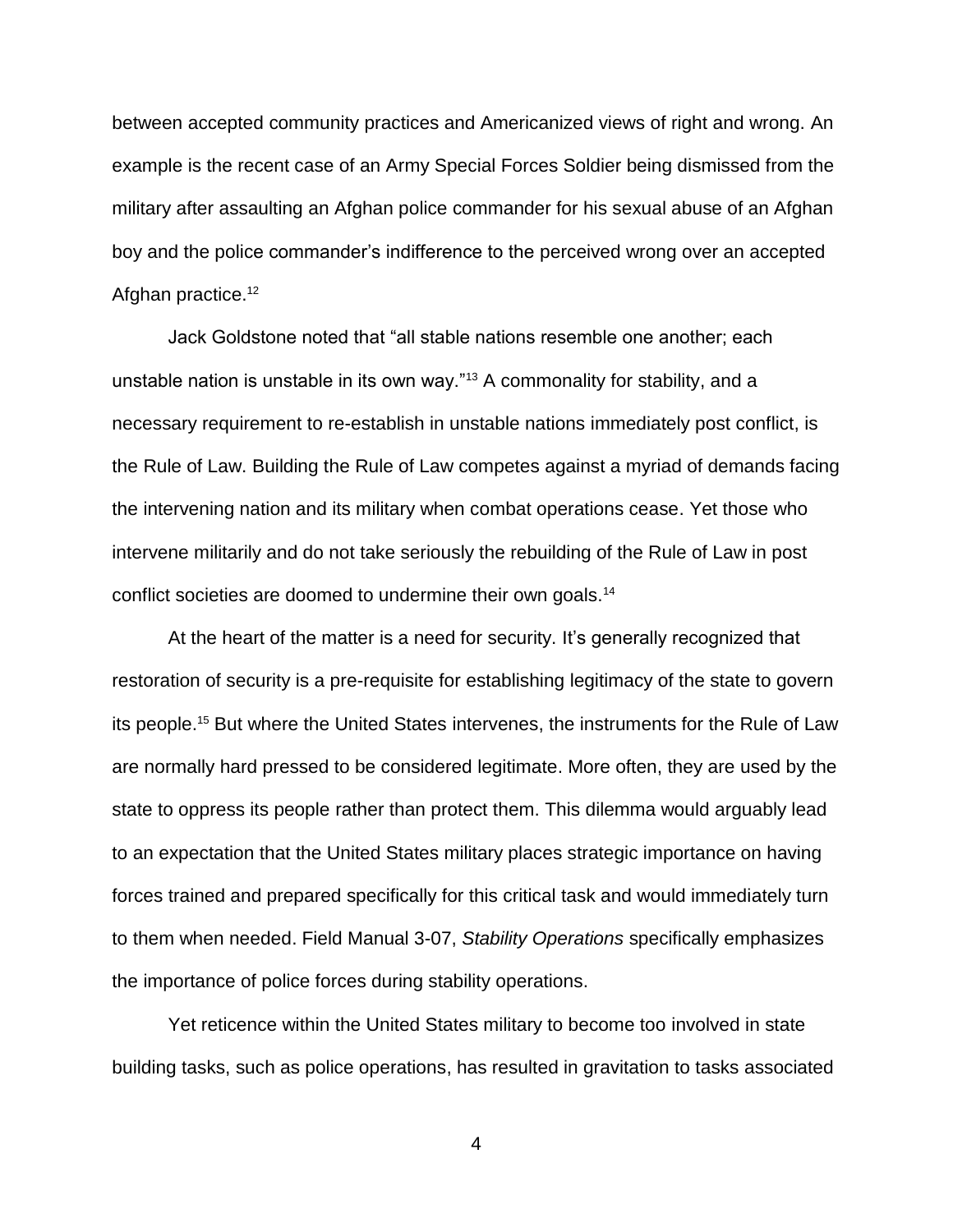between accepted community practices and Americanized views of right and wrong. An example is the recent case of an Army Special Forces Soldier being dismissed from the military after assaulting an Afghan police commander for his sexual abuse of an Afghan boy and the police commander's indifference to the perceived wrong over an accepted Afghan practice.[12]

Jack Goldstone noted that "all stable nations resemble one another; each unstable nation is unstable in its own way."[13] A commonality for stability, and a necessary requirement to re-establish in unstable nations immediately post conflict, is the Rule of Law. Building the Rule of Law competes against a myriad of demands facing the intervening nation and its military when combat operations cease. Yet those who intervene militarily and do not take seriously the rebuilding of the Rule of Law in post conflict societies are doomed to undermine their own goals.[14]

At the heart of the matter is a need for security. It's generally recognized that restoration of security is a pre-requisite for establishing legitimacy of the state to govern its people.[15] But where the United States intervenes, the instruments for the Rule of Law are normally hard pressed to be considered legitimate. More often, they are used by the state to oppress its people rather than protect them. This dilemma would arguably lead to an expectation that the United States military places strategic importance on having forces trained and prepared specifically for this critical task and would immediately turn to them when needed. Field Manual 3-07, *Stability Operations* specifically emphasizes the importance of police forces during stability operations.

Yet reticence within the United States military to become too involved in state building tasks, such as police operations, has resulted in gravitation to tasks associated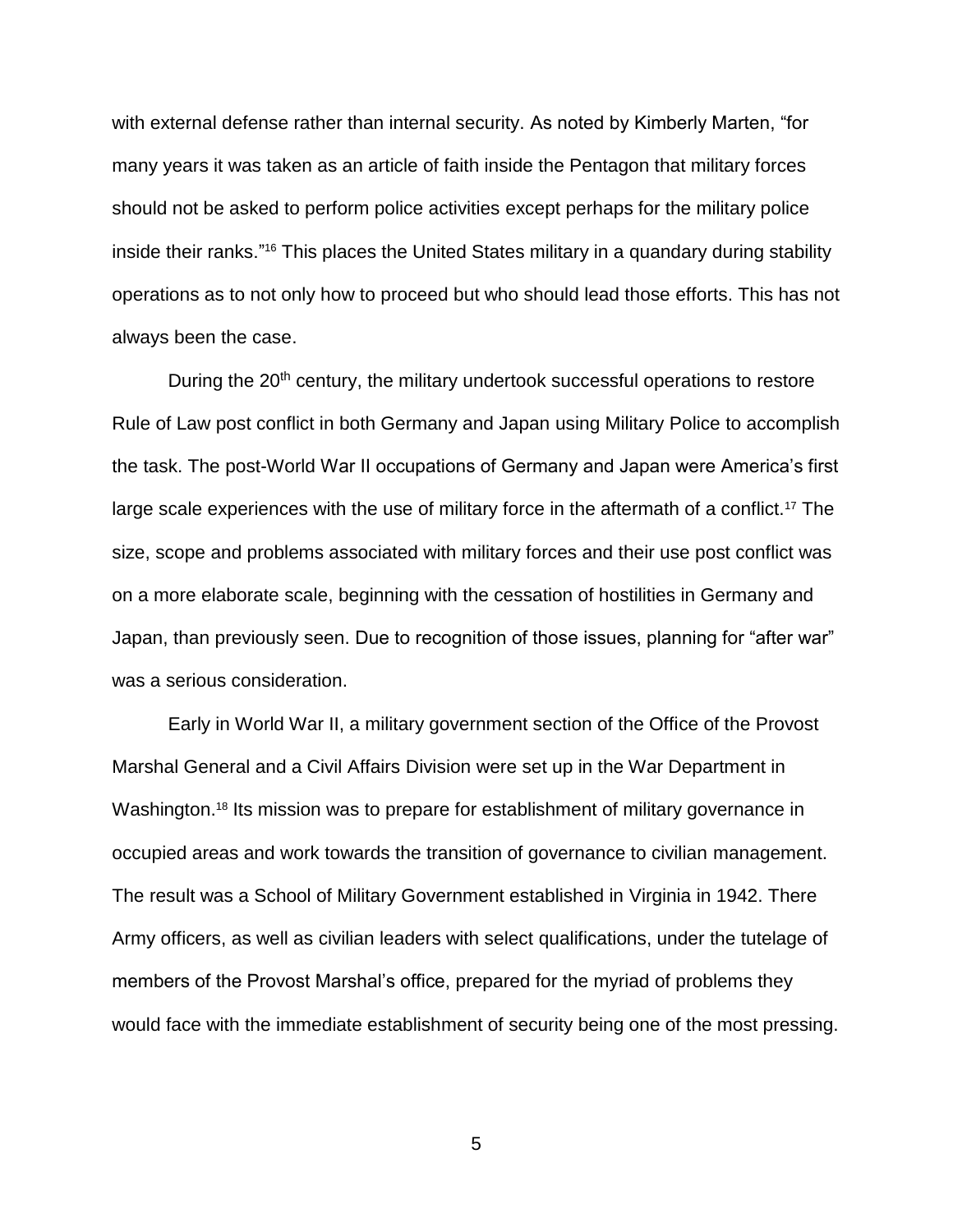with external defense rather than internal security. As noted by Kimberly Marten, "for many years it was taken as an article of faith inside the Pentagon that military forces should not be asked to perform police activities except perhaps for the military police inside their ranks."[16] This places the United States military in a quandary during stability operations as to not only how to proceed but who should lead those efforts. This has not always been the case.

During the 20th century, the military undertook successful operations to restore Rule of Law post conflict in both Germany and Japan using Military Police to accomplish the task. The post-World War II occupations of Germany and Japan were America's first large scale experiences with the use of military force in the aftermath of a conflict.[17] The size, scope and problems associated with military forces and their use post conflict was on a more elaborate scale, beginning with the cessation of hostilities in Germany and Japan, than previously seen. Due to recognition of those issues, planning for "after war" was a serious consideration.

Early in World War II, a military government section of the Office of the Provost Marshal General and a Civil Affairs Division were set up in the War Department in Washington.[18] Its mission was to prepare for establishment of military governance in occupied areas and work towards the transition of governance to civilian management. The result was a School of Military Government established in Virginia in 1942. There Army officers, as well as civilian leaders with select qualifications, under the tutelage of members of the Provost Marshal's office, prepared for the myriad of problems they would face with the immediate establishment of security being one of the most pressing.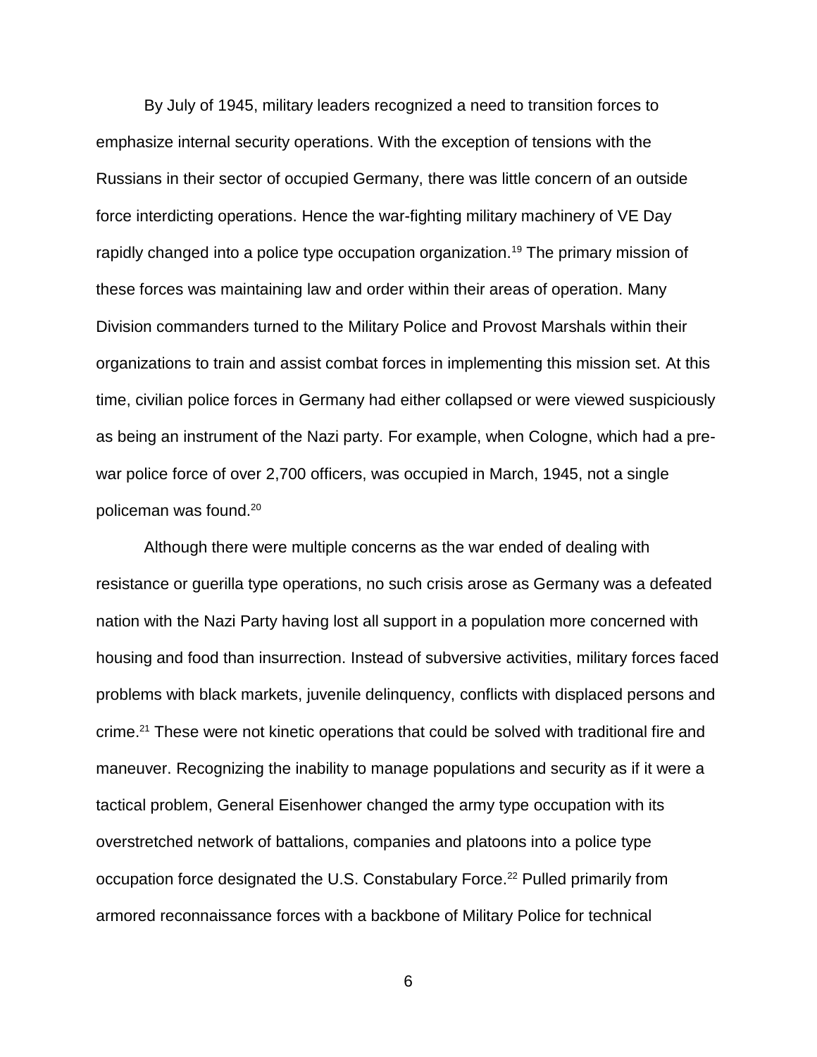By July of 1945, military leaders recognized a need to transition forces to emphasize internal security operations. With the exception of tensions with the Russians in their sector of occupied Germany, there was little concern of an outside force interdicting operations. Hence the war-fighting military machinery of VE Day rapidly changed into a police type occupation organization.[19] The primary mission of these forces was maintaining law and order within their areas of operation. Many Division commanders turned to the Military Police and Provost Marshals within their organizations to train and assist combat forces in implementing this mission set. At this time, civilian police forces in Germany had either collapsed or were viewed suspiciously as being an instrument of the Nazi party. For example, when Cologne, which had a pre-war police force of over 2,700 officers, was occupied in March, 1945, not a single policeman was found.[20]

Although there were multiple concerns as the war ended of dealing with resistance or guerilla type operations, no such crisis arose as Germany was a defeated nation with the Nazi Party having lost all support in a population more concerned with housing and food than insurrection. Instead of subversive activities, military forces faced problems with black markets, juvenile delinquency, conflicts with displaced persons and crime.[21] These were not kinetic operations that could be solved with traditional fire and maneuver. Recognizing the inability to manage populations and security as if it were a tactical problem, General Eisenhower changed the army type occupation with its overstretched network of battalions, companies and platoons into a police type occupation force designated the U.S. Constabulary Force.[22] Pulled primarily from armored reconnaissance forces with a backbone of Military Police for technical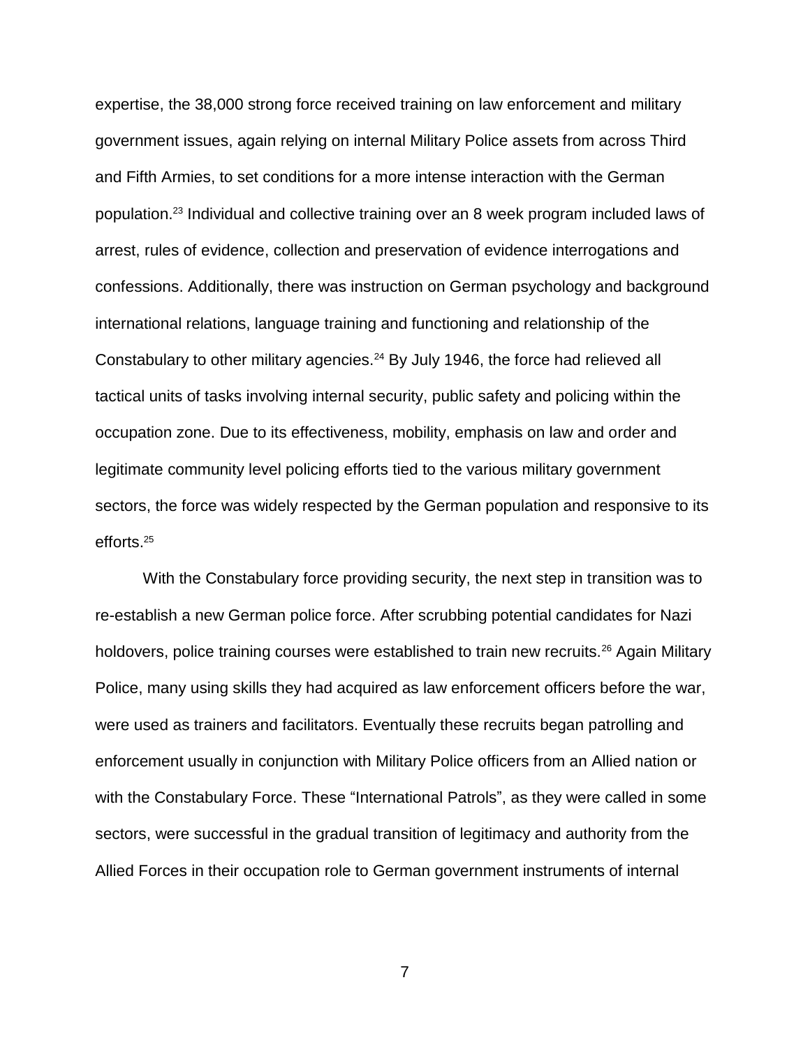expertise, the 38,000 strong force received training on law enforcement and military government issues, again relying on internal Military Police assets from across Third and Fifth Armies, to set conditions for a more intense interaction with the German population.[23] Individual and collective training over an 8 week program included laws of arrest, rules of evidence, collection and preservation of evidence interrogations and confessions. Additionally, there was instruction on German psychology and background international relations, language training and functioning and relationship of the Constabulary to other military agencies.[24] By July 1946, the force had relieved all tactical units of tasks involving internal security, public safety and policing within the occupation zone. Due to its effectiveness, mobility, emphasis on law and order and legitimate community level policing efforts tied to the various military government sectors, the force was widely respected by the German population and responsive to its efforts.[25]

With the Constabulary force providing security, the next step in transition was to re-establish a new German police force. After scrubbing potential candidates for Nazi holdovers, police training courses were established to train new recruits.[26] Again Military Police, many using skills they had acquired as law enforcement officers before the war, were used as trainers and facilitators. Eventually these recruits began patrolling and enforcement usually in conjunction with Military Police officers from an Allied nation or with the Constabulary Force. These "International Patrols", as they were called in some sectors, were successful in the gradual transition of legitimacy and authority from the Allied Forces in their occupation role to German government instruments of internal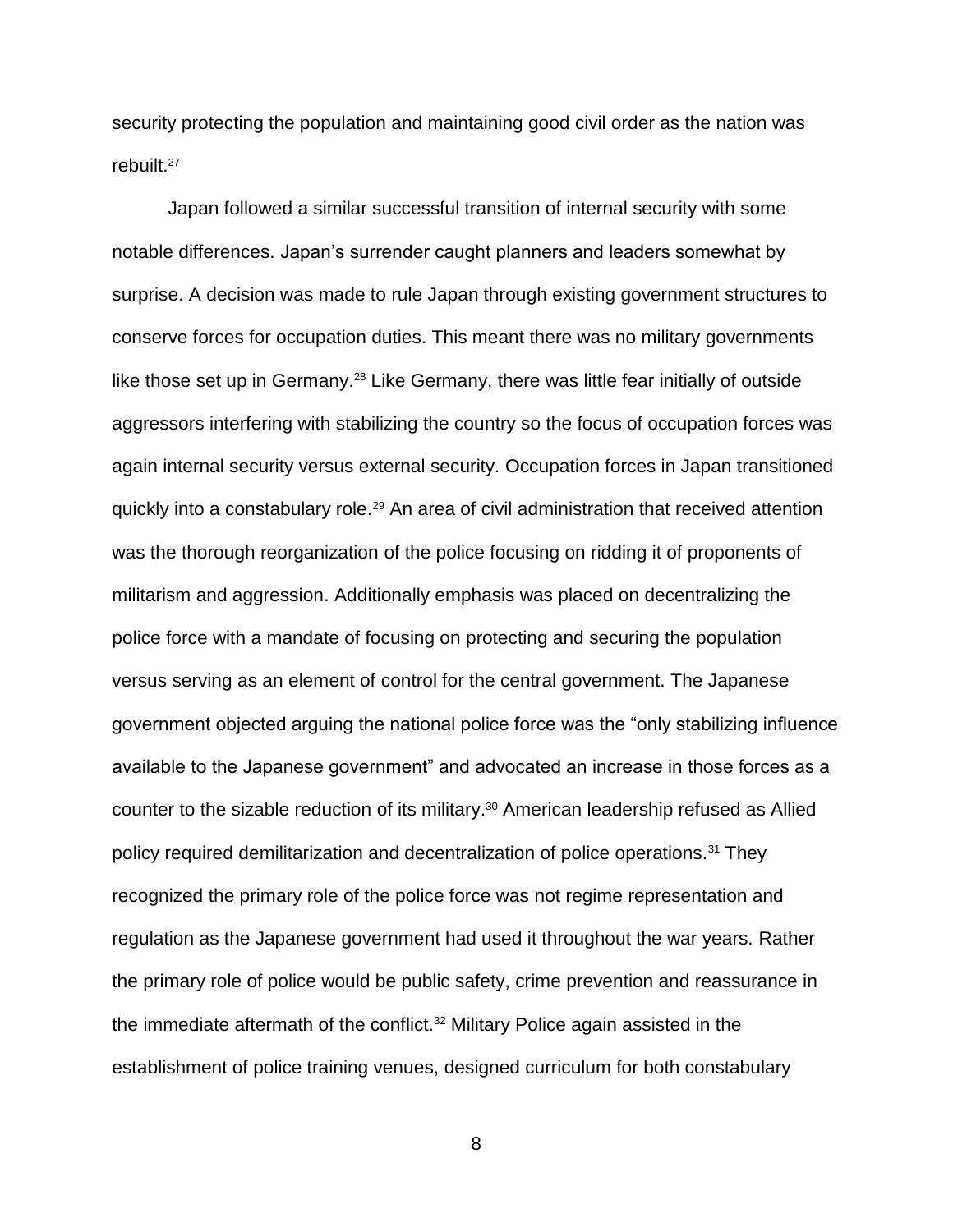security protecting the population and maintaining good civil order as the nation was rebuilt.[27]

Japan followed a similar successful transition of internal security with some notable differences. Japan's surrender caught planners and leaders somewhat by surprise. A decision was made to rule Japan through existing government structures to conserve forces for occupation duties. This meant there was no military governments like those set up in Germany.[28] Like Germany, there was little fear initially of outside aggressors interfering with stabilizing the country so the focus of occupation forces was again internal security versus external security. Occupation forces in Japan transitioned quickly into a constabulary role.[29] An area of civil administration that received attention was the thorough reorganization of the police focusing on ridding it of proponents of militarism and aggression. Additionally emphasis was placed on decentralizing the police force with a mandate of focusing on protecting and securing the population versus serving as an element of control for the central government. The Japanese government objected arguing the national police force was the "only stabilizing influence available to the Japanese government" and advocated an increase in those forces as a counter to the sizable reduction of its military.[30] American leadership refused as Allied policy required demilitarization and decentralization of police operations.[31] They recognized the primary role of the police force was not regime representation and regulation as the Japanese government had used it throughout the war years. Rather the primary role of police would be public safety, crime prevention and reassurance in the immediate aftermath of the conflict.[32] Military Police again assisted in the establishment of police training venues, designed curriculum for both constabulary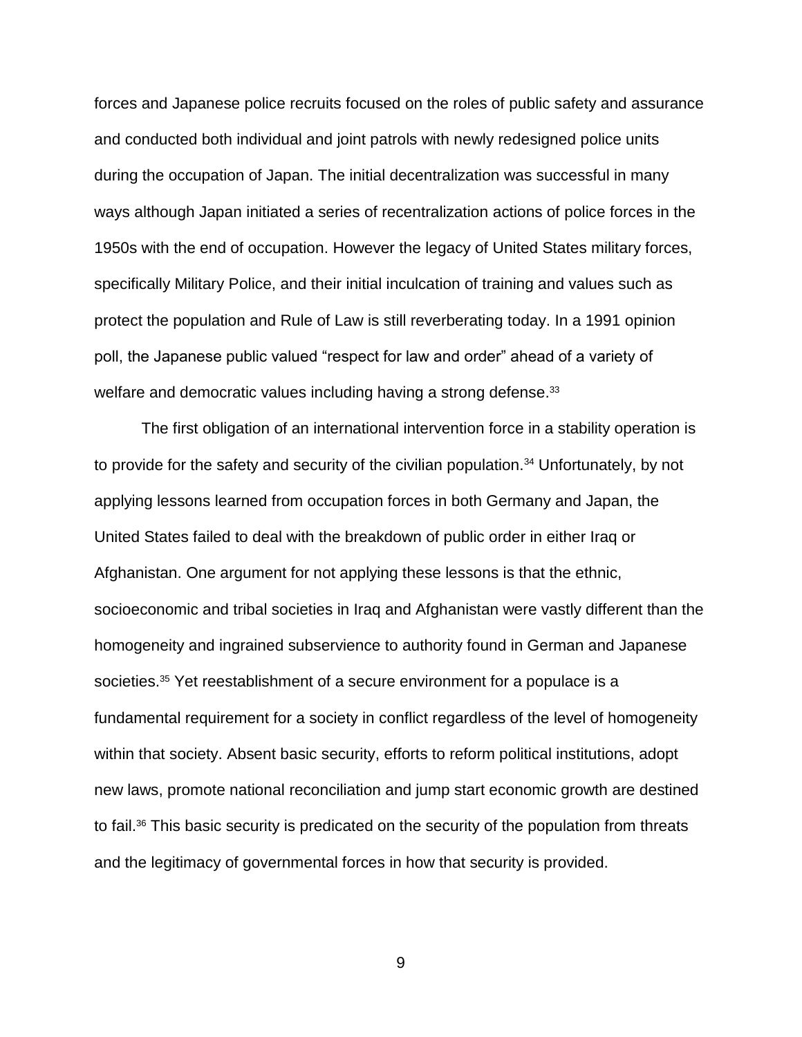forces and Japanese police recruits focused on the roles of public safety and assurance and conducted both individual and joint patrols with newly redesigned police units during the occupation of Japan. The initial decentralization was successful in many ways although Japan initiated a series of recentralization actions of police forces in the 1950s with the end of occupation. However the legacy of United States military forces, specifically Military Police, and their initial inculcation of training and values such as protect the population and Rule of Law is still reverberating today. In a 1991 opinion poll, the Japanese public valued "respect for law and order" ahead of a variety of welfare and democratic values including having a strong defense.[33]

The first obligation of an international intervention force in a stability operation is to provide for the safety and security of the civilian population.[34] Unfortunately, by not applying lessons learned from occupation forces in both Germany and Japan, the United States failed to deal with the breakdown of public order in either Iraq or Afghanistan. One argument for not applying these lessons is that the ethnic, socioeconomic and tribal societies in Iraq and Afghanistan were vastly different than the homogeneity and ingrained subservience to authority found in German and Japanese societies.[35] Yet reestablishment of a secure environment for a populace is a fundamental requirement for a society in conflict regardless of the level of homogeneity within that society. Absent basic security, efforts to reform political institutions, adopt new laws, promote national reconciliation and jump start economic growth are destined to fail.[36] This basic security is predicated on the security of the population from threats and the legitimacy of governmental forces in how that security is provided.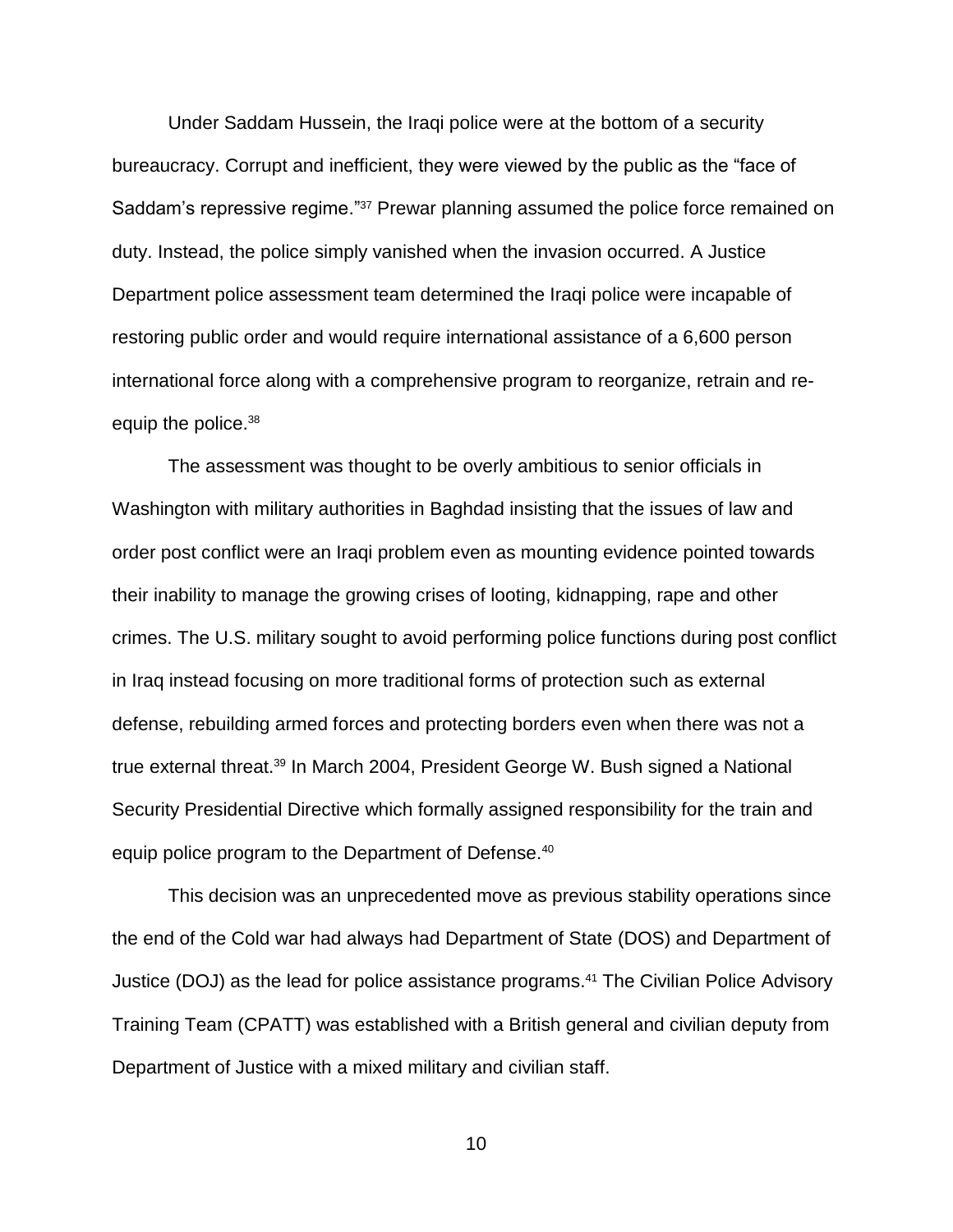Under Saddam Hussein, the Iraqi police were at the bottom of a security bureaucracy. Corrupt and inefficient, they were viewed by the public as the "face of Saddam's repressive regime."[37] Prewar planning assumed the police force remained on duty. Instead, the police simply vanished when the invasion occurred. A Justice Department police assessment team determined the Iraqi police were incapable of restoring public order and would require international assistance of a 6,600 person international force along with a comprehensive program to reorganize, retrain and re-equip the police.[38]

The assessment was thought to be overly ambitious to senior officials in Washington with military authorities in Baghdad insisting that the issues of law and order post conflict were an Iraqi problem even as mounting evidence pointed towards their inability to manage the growing crises of looting, kidnapping, rape and other crimes. The U.S. military sought to avoid performing police functions during post conflict in Iraq instead focusing on more traditional forms of protection such as external defense, rebuilding armed forces and protecting borders even when there was not a true external threat.[39] In March 2004, President George W. Bush signed a National Security Presidential Directive which formally assigned responsibility for the train and equip police program to the Department of Defense.[40]

This decision was an unprecedented move as previous stability operations since the end of the Cold war had always had Department of State (DOS) and Department of Justice (DOJ) as the lead for police assistance programs.[41] The Civilian Police Advisory Training Team (CPATT) was established with a British general and civilian deputy from Department of Justice with a mixed military and civilian staff.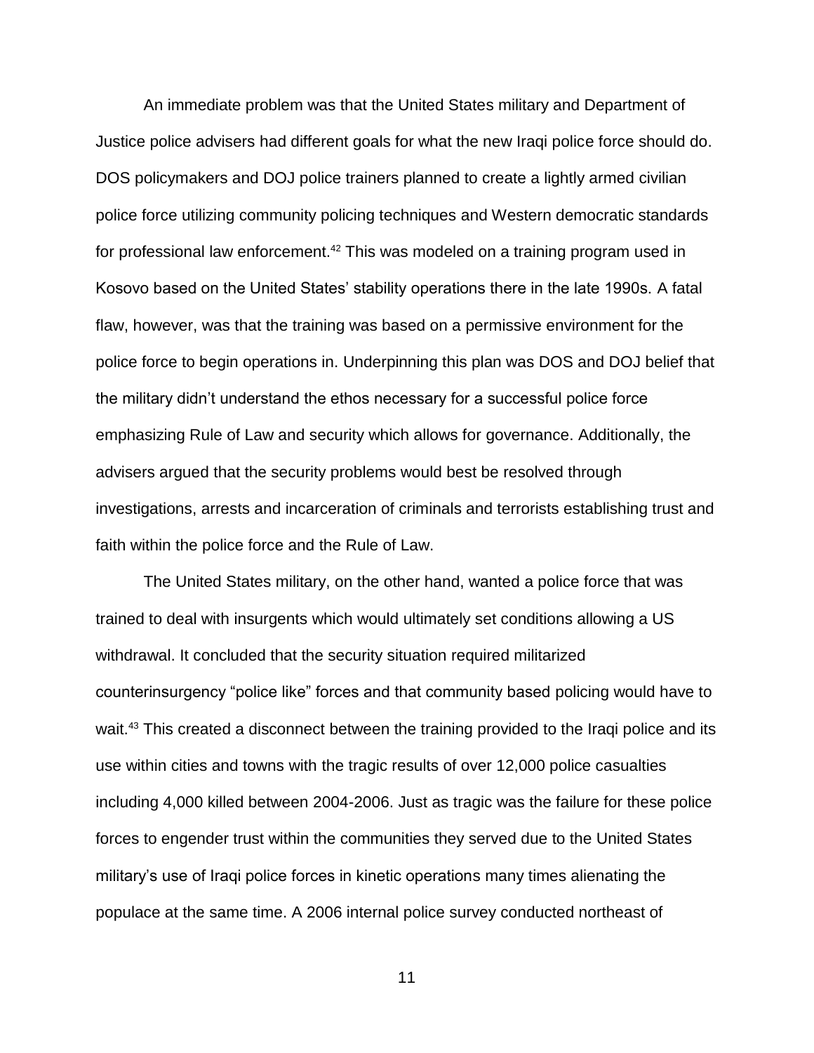An immediate problem was that the United States military and Department of Justice police advisers had different goals for what the new Iraqi police force should do. DOS policymakers and DOJ police trainers planned to create a lightly armed civilian police force utilizing community policing techniques and Western democratic standards for professional law enforcement.[42] This was modeled on a training program used in Kosovo based on the United States' stability operations there in the late 1990s. A fatal flaw, however, was that the training was based on a permissive environment for the police force to begin operations in. Underpinning this plan was DOS and DOJ belief that the military didn't understand the ethos necessary for a successful police force emphasizing Rule of Law and security which allows for governance. Additionally, the advisers argued that the security problems would best be resolved through investigations, arrests and incarceration of criminals and terrorists establishing trust and faith within the police force and the Rule of Law.

The United States military, on the other hand, wanted a police force that was trained to deal with insurgents which would ultimately set conditions allowing a US withdrawal. It concluded that the security situation required militarized counterinsurgency "police like" forces and that community based policing would have to wait.[43] This created a disconnect between the training provided to the Iraqi police and its use within cities and towns with the tragic results of over 12,000 police casualties including 4,000 killed between 2004-2006. Just as tragic was the failure for these police forces to engender trust within the communities they served due to the United States military's use of Iraqi police forces in kinetic operations many times alienating the populace at the same time. A 2006 internal police survey conducted northeast of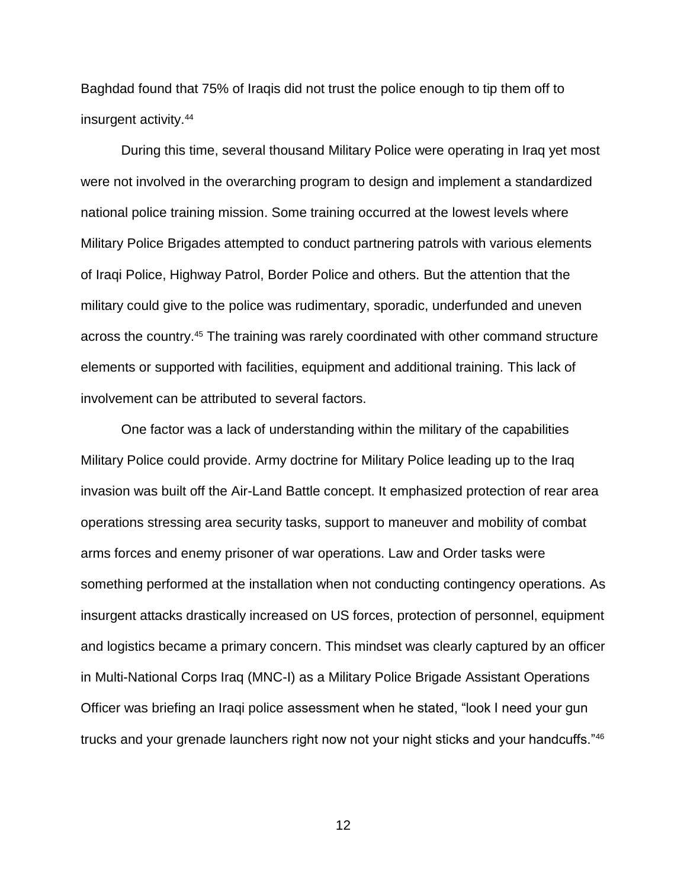Baghdad found that 75% of Iraqis did not trust the police enough to tip them off to insurgent activity.[44]

During this time, several thousand Military Police were operating in Iraq yet most were not involved in the overarching program to design and implement a standardized national police training mission. Some training occurred at the lowest levels where Military Police Brigades attempted to conduct partnering patrols with various elements of Iraqi Police, Highway Patrol, Border Police and others. But the attention that the military could give to the police was rudimentary, sporadic, underfunded and uneven across the country.[45] The training was rarely coordinated with other command structure elements or supported with facilities, equipment and additional training. This lack of involvement can be attributed to several factors.

One factor was a lack of understanding within the military of the capabilities Military Police could provide. Army doctrine for Military Police leading up to the Iraq invasion was built off the Air-Land Battle concept. It emphasized protection of rear area operations stressing area security tasks, support to maneuver and mobility of combat arms forces and enemy prisoner of war operations. Law and Order tasks were something performed at the installation when not conducting contingency operations. As insurgent attacks drastically increased on US forces, protection of personnel, equipment and logistics became a primary concern. This mindset was clearly captured by an officer in Multi-National Corps Iraq (MNC-I) as a Military Police Brigade Assistant Operations Officer was briefing an Iraqi police assessment when he stated, "look I need your gun trucks and your grenade launchers right now not your night sticks and your handcuffs."[46]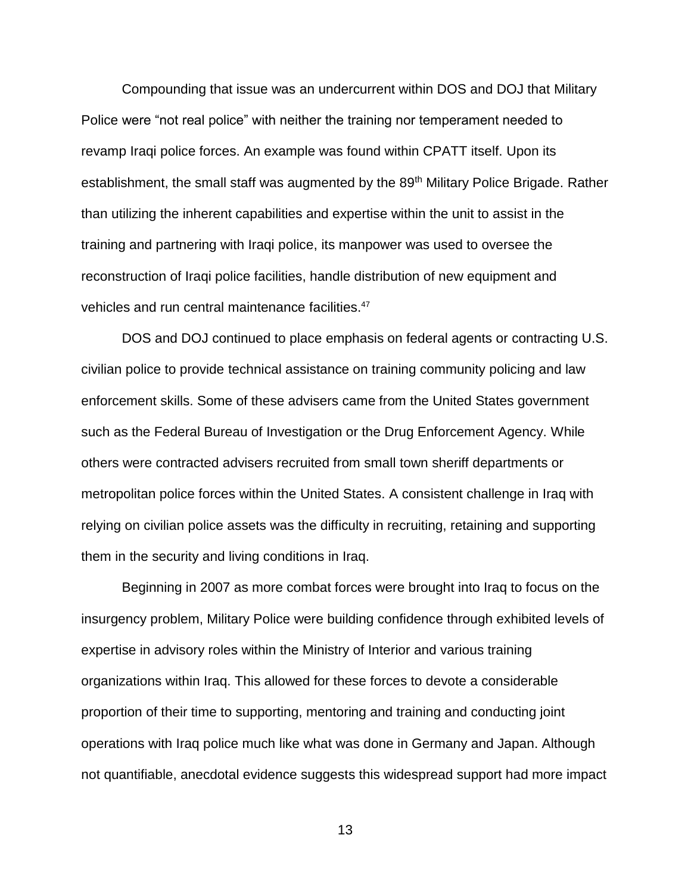Compounding that issue was an undercurrent within DOS and DOJ that Military Police were "not real police" with neither the training nor temperament needed to revamp Iraqi police forces. An example was found within CPATT itself. Upon its establishment, the small staff was augmented by the 89th Military Police Brigade. Rather than utilizing the inherent capabilities and expertise within the unit to assist in the training and partnering with Iraqi police, its manpower was used to oversee the reconstruction of Iraqi police facilities, handle distribution of new equipment and vehicles and run central maintenance facilities.[47]

DOS and DOJ continued to place emphasis on federal agents or contracting U.S. civilian police to provide technical assistance on training community policing and law enforcement skills. Some of these advisers came from the United States government such as the Federal Bureau of Investigation or the Drug Enforcement Agency. While others were contracted advisers recruited from small town sheriff departments or metropolitan police forces within the United States. A consistent challenge in Iraq with relying on civilian police assets was the difficulty in recruiting, retaining and supporting them in the security and living conditions in Iraq.

Beginning in 2007 as more combat forces were brought into Iraq to focus on the insurgency problem, Military Police were building confidence through exhibited levels of expertise in advisory roles within the Ministry of Interior and various training organizations within Iraq. This allowed for these forces to devote a considerable proportion of their time to supporting, mentoring and training and conducting joint operations with Iraq police much like what was done in Germany and Japan. Although not quantifiable, anecdotal evidence suggests this widespread support had more impact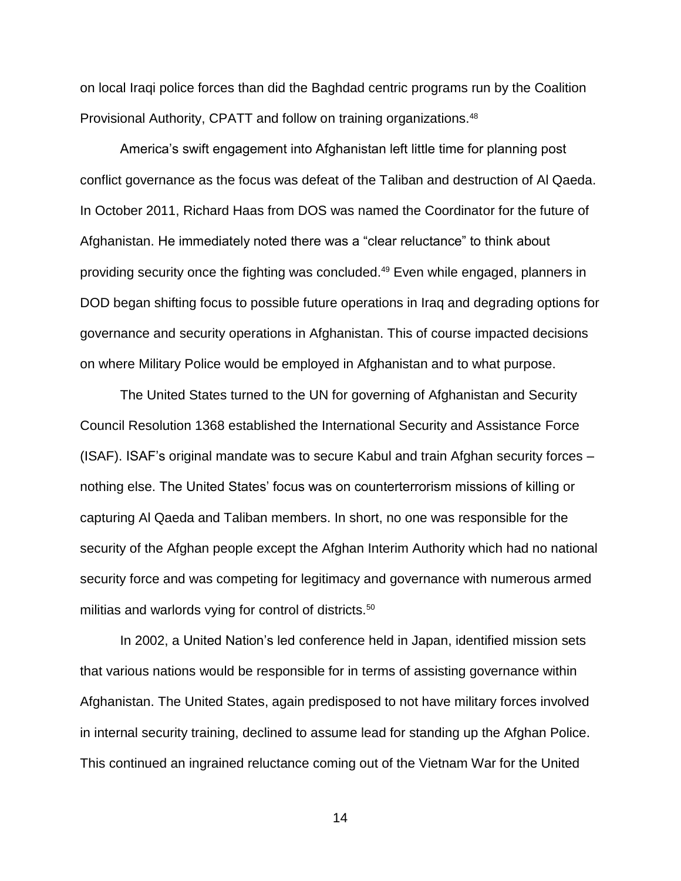on local Iraqi police forces than did the Baghdad centric programs run by the Coalition Provisional Authority, CPATT and follow on training organizations.[48]

America's swift engagement into Afghanistan left little time for planning post conflict governance as the focus was defeat of the Taliban and destruction of Al Qaeda. In October 2011, Richard Haas from DOS was named the Coordinator for the future of Afghanistan. He immediately noted there was a "clear reluctance" to think about providing security once the fighting was concluded.[49] Even while engaged, planners in DOD began shifting focus to possible future operations in Iraq and degrading options for governance and security operations in Afghanistan. This of course impacted decisions on where Military Police would be employed in Afghanistan and to what purpose.

The United States turned to the UN for governing of Afghanistan and Security Council Resolution 1368 established the International Security and Assistance Force (ISAF). ISAF's original mandate was to secure Kabul and train Afghan security forces – nothing else. The United States' focus was on counterterrorism missions of killing or capturing Al Qaeda and Taliban members. In short, no one was responsible for the security of the Afghan people except the Afghan Interim Authority which had no national security force and was competing for legitimacy and governance with numerous armed militias and warlords vying for control of districts.[50]

In 2002, a United Nation's led conference held in Japan, identified mission sets that various nations would be responsible for in terms of assisting governance within Afghanistan. The United States, again predisposed to not have military forces involved in internal security training, declined to assume lead for standing up the Afghan Police. This continued an ingrained reluctance coming out of the Vietnam War for the United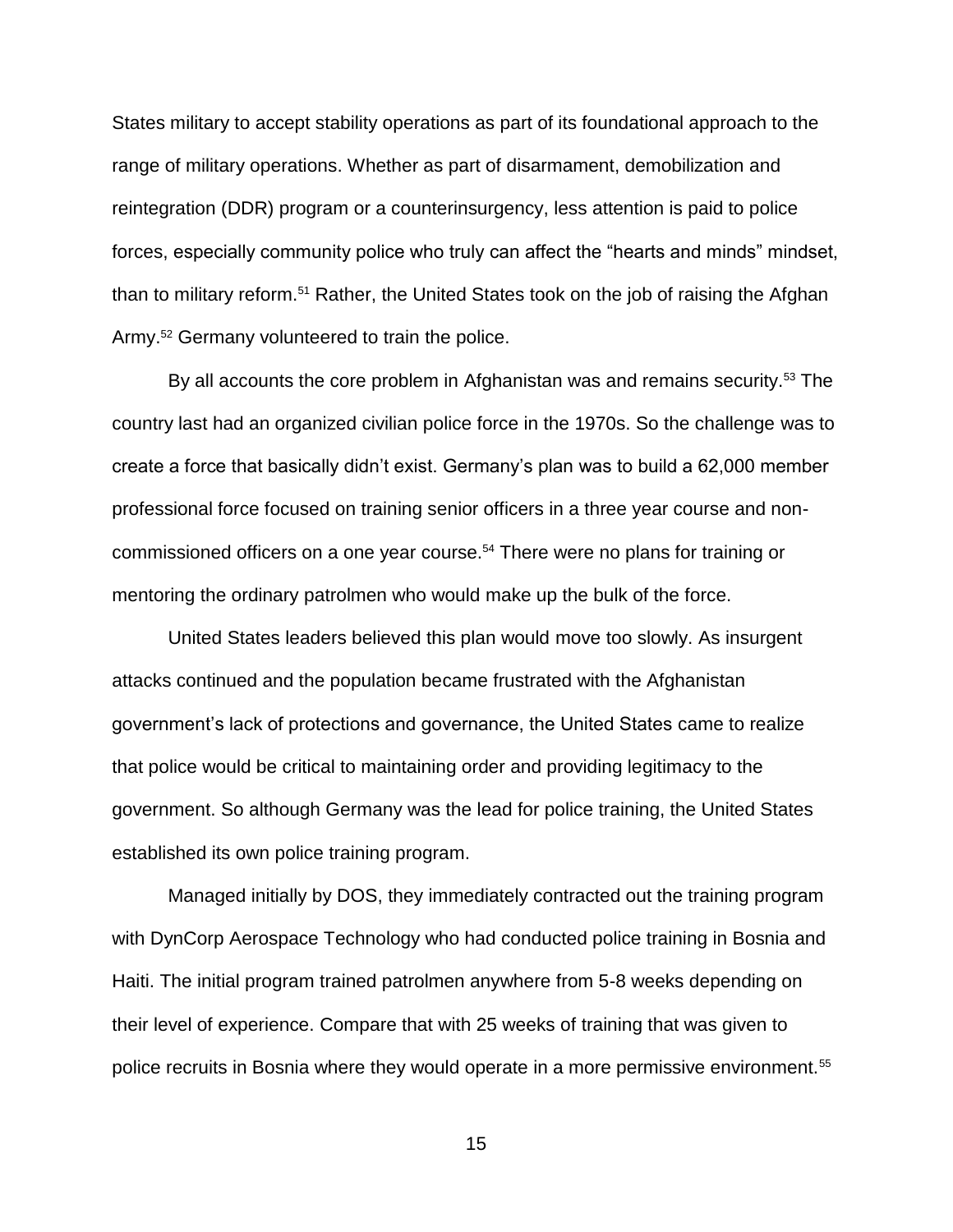States military to accept stability operations as part of its foundational approach to the range of military operations. Whether as part of disarmament, demobilization and reintegration (DDR) program or a counterinsurgency, less attention is paid to police forces, especially community police who truly can affect the "hearts and minds" mindset, than to military reform.[51] Rather, the United States took on the job of raising the Afghan Army.[52] Germany volunteered to train the police.

By all accounts the core problem in Afghanistan was and remains security.[53] The country last had an organized civilian police force in the 1970s. So the challenge was to create a force that basically didn't exist. Germany's plan was to build a 62,000 member professional force focused on training senior officers in a three year course and non-commissioned officers on a one year course.[54] There were no plans for training or mentoring the ordinary patrolmen who would make up the bulk of the force.

United States leaders believed this plan would move too slowly. As insurgent attacks continued and the population became frustrated with the Afghanistan government's lack of protections and governance, the United States came to realize that police would be critical to maintaining order and providing legitimacy to the government. So although Germany was the lead for police training, the United States established its own police training program.

Managed initially by DOS, they immediately contracted out the training program with DynCorp Aerospace Technology who had conducted police training in Bosnia and Haiti. The initial program trained patrolmen anywhere from 5-8 weeks depending on their level of experience. Compare that with 25 weeks of training that was given to police recruits in Bosnia where they would operate in a more permissive environment.[55]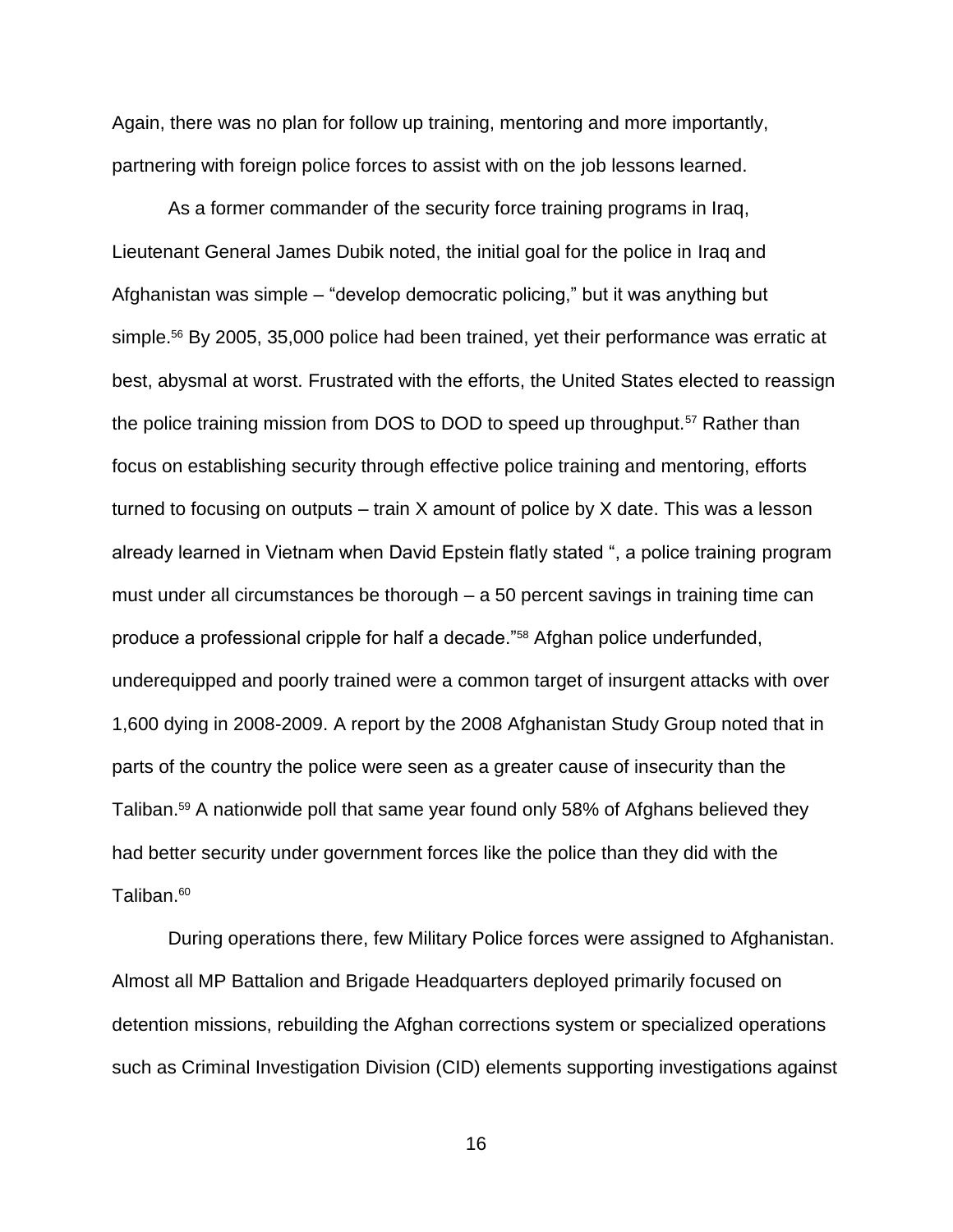Again, there was no plan for follow up training, mentoring and more importantly, partnering with foreign police forces to assist with on the job lessons learned.

As a former commander of the security force training programs in Iraq, Lieutenant General James Dubik noted, the initial goal for the police in Iraq and Afghanistan was simple – "develop democratic policing," but it was anything but simple.[56] By 2005, 35,000 police had been trained, yet their performance was erratic at best, abysmal at worst. Frustrated with the efforts, the United States elected to reassign the police training mission from DOS to DOD to speed up throughput.[57] Rather than focus on establishing security through effective police training and mentoring, efforts turned to focusing on outputs – train X amount of police by X date. This was a lesson already learned in Vietnam when David Epstein flatly stated ", a police training program must under all circumstances be thorough – a 50 percent savings in training time can produce a professional cripple for half a decade."[58] Afghan police underfunded, underequipped and poorly trained were a common target of insurgent attacks with over 1,600 dying in 2008-2009. A report by the 2008 Afghanistan Study Group noted that in parts of the country the police were seen as a greater cause of insecurity than the Taliban.[59] A nationwide poll that same year found only 58% of Afghans believed they had better security under government forces like the police than they did with the Taliban.[60]

During operations there, few Military Police forces were assigned to Afghanistan. Almost all MP Battalion and Brigade Headquarters deployed primarily focused on detention missions, rebuilding the Afghan corrections system or specialized operations such as Criminal Investigation Division (CID) elements supporting investigations against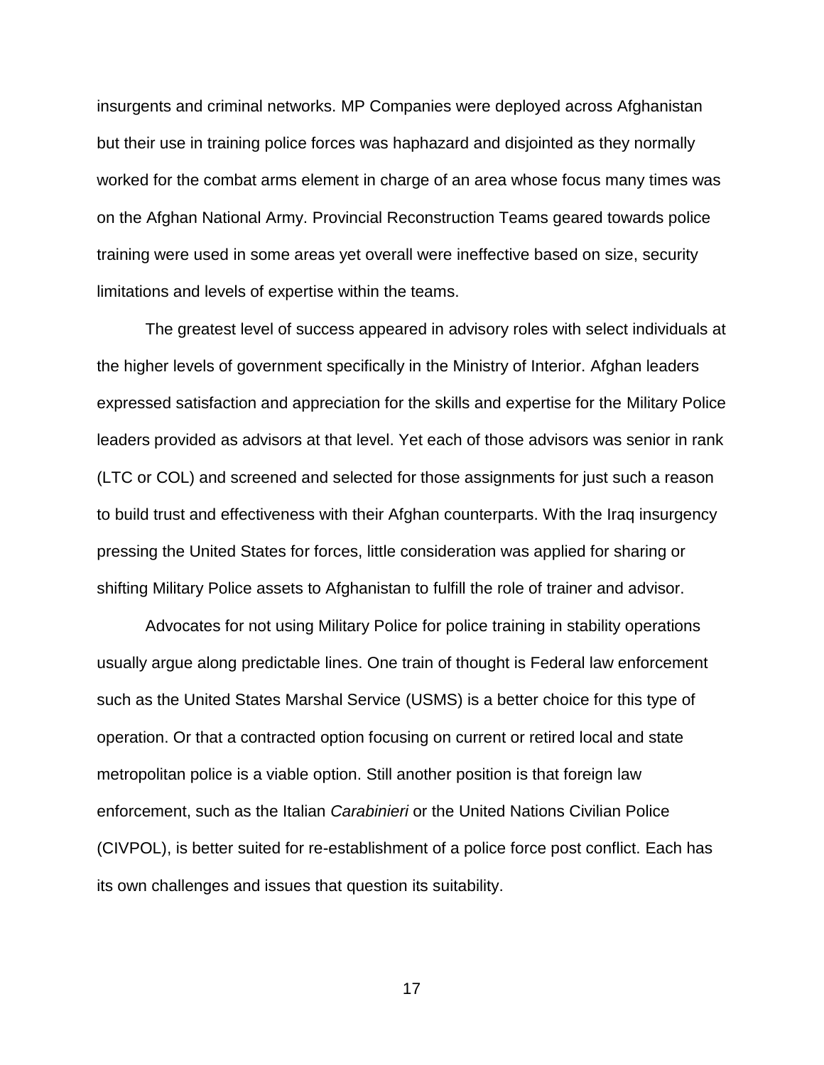insurgents and criminal networks. MP Companies were deployed across Afghanistan but their use in training police forces was haphazard and disjointed as they normally worked for the combat arms element in charge of an area whose focus many times was on the Afghan National Army. Provincial Reconstruction Teams geared towards police training were used in some areas yet overall were ineffective based on size, security limitations and levels of expertise within the teams.

The greatest level of success appeared in advisory roles with select individuals at the higher levels of government specifically in the Ministry of Interior. Afghan leaders expressed satisfaction and appreciation for the skills and expertise for the Military Police leaders provided as advisors at that level. Yet each of those advisors was senior in rank (LTC or COL) and screened and selected for those assignments for just such a reason to build trust and effectiveness with their Afghan counterparts. With the Iraq insurgency pressing the United States for forces, little consideration was applied for sharing or shifting Military Police assets to Afghanistan to fulfill the role of trainer and advisor.

Advocates for not using Military Police for police training in stability operations usually argue along predictable lines. One train of thought is Federal law enforcement such as the United States Marshal Service (USMS) is a better choice for this type of operation. Or that a contracted option focusing on current or retired local and state metropolitan police is a viable option. Still another position is that foreign law enforcement, such as the Italian *Carabinieri* or the United Nations Civilian Police (CIVPOL), is better suited for re-establishment of a police force post conflict. Each has its own challenges and issues that question its suitability.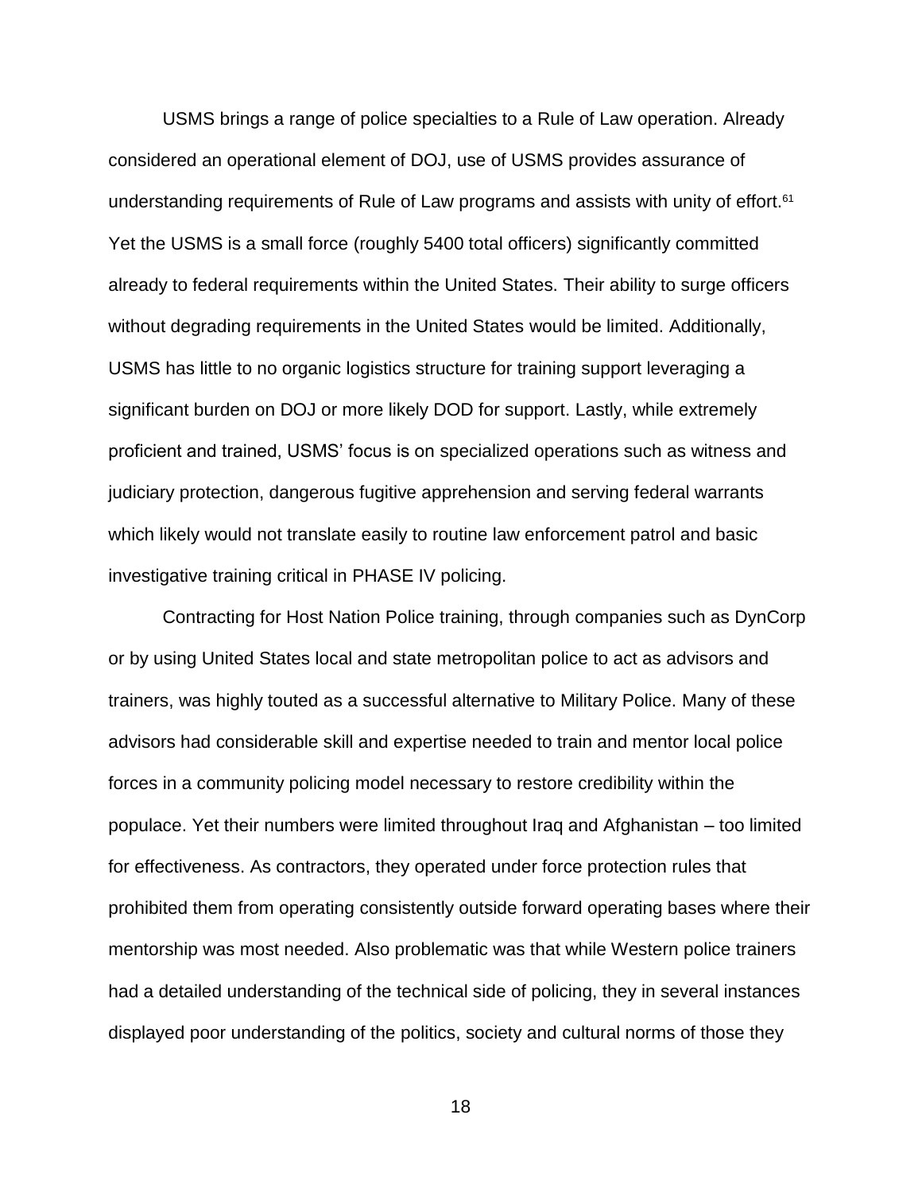USMS brings a range of police specialties to a Rule of Law operation. Already considered an operational element of DOJ, use of USMS provides assurance of understanding requirements of Rule of Law programs and assists with unity of effort.[61] Yet the USMS is a small force (roughly 5400 total officers) significantly committed already to federal requirements within the United States. Their ability to surge officers without degrading requirements in the United States would be limited. Additionally, USMS has little to no organic logistics structure for training support leveraging a significant burden on DOJ or more likely DOD for support. Lastly, while extremely proficient and trained, USMS' focus is on specialized operations such as witness and judiciary protection, dangerous fugitive apprehension and serving federal warrants which likely would not translate easily to routine law enforcement patrol and basic investigative training critical in PHASE IV policing.

Contracting for Host Nation Police training, through companies such as DynCorp or by using United States local and state metropolitan police to act as advisors and trainers, was highly touted as a successful alternative to Military Police. Many of these advisors had considerable skill and expertise needed to train and mentor local police forces in a community policing model necessary to restore credibility within the populace. Yet their numbers were limited throughout Iraq and Afghanistan – too limited for effectiveness. As contractors, they operated under force protection rules that prohibited them from operating consistently outside forward operating bases where their mentorship was most needed. Also problematic was that while Western police trainers had a detailed understanding of the technical side of policing, they in several instances displayed poor understanding of the politics, society and cultural norms of those they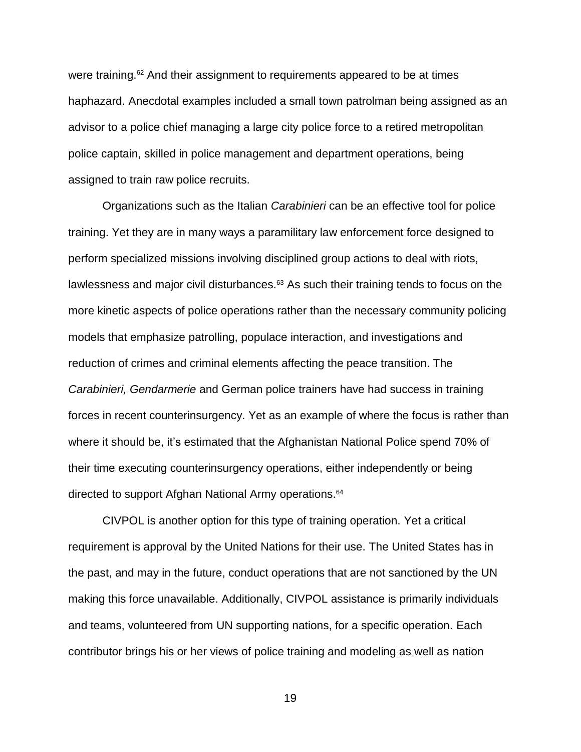were training.[62] And their assignment to requirements appeared to be at times haphazard. Anecdotal examples included a small town patrolman being assigned as an advisor to a police chief managing a large city police force to a retired metropolitan police captain, skilled in police management and department operations, being assigned to train raw police recruits.

Organizations such as the Italian *Carabinieri* can be an effective tool for police training. Yet they are in many ways a paramilitary law enforcement force designed to perform specialized missions involving disciplined group actions to deal with riots, lawlessness and major civil disturbances.[63] As such their training tends to focus on the more kinetic aspects of police operations rather than the necessary community policing models that emphasize patrolling, populace interaction, and investigations and reduction of crimes and criminal elements affecting the peace transition. The *Carabinieri, Gendarmerie* and German police trainers have had success in training forces in recent counterinsurgency. Yet as an example of where the focus is rather than where it should be, it's estimated that the Afghanistan National Police spend 70% of their time executing counterinsurgency operations, either independently or being directed to support Afghan National Army operations.[64]

CIVPOL is another option for this type of training operation. Yet a critical requirement is approval by the United Nations for their use. The United States has in the past, and may in the future, conduct operations that are not sanctioned by the UN making this force unavailable. Additionally, CIVPOL assistance is primarily individuals and teams, volunteered from UN supporting nations, for a specific operation. Each contributor brings his or her views of police training and modeling as well as nation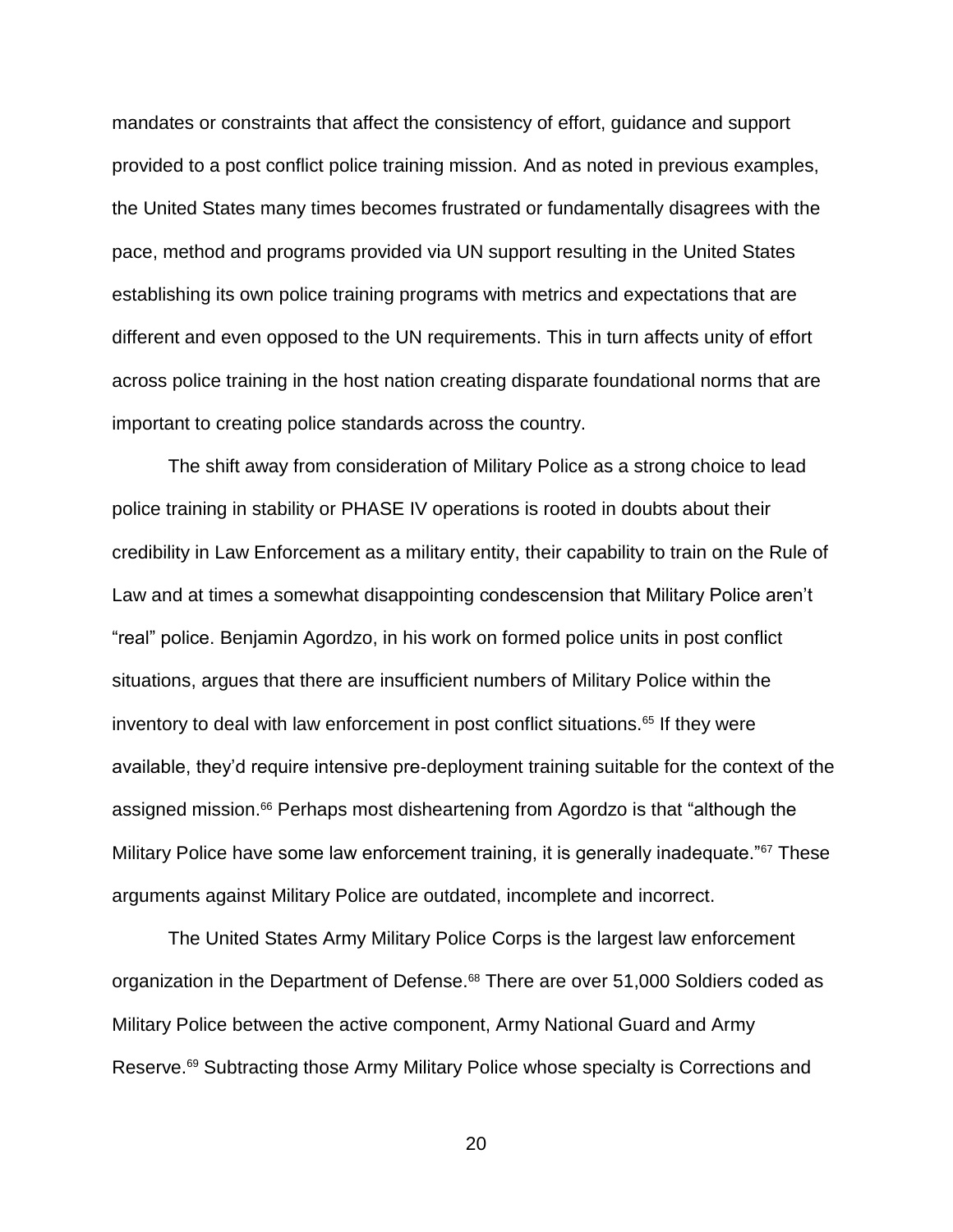mandates or constraints that affect the consistency of effort, guidance and support provided to a post conflict police training mission. And as noted in previous examples, the United States many times becomes frustrated or fundamentally disagrees with the pace, method and programs provided via UN support resulting in the United States establishing its own police training programs with metrics and expectations that are different and even opposed to the UN requirements. This in turn affects unity of effort across police training in the host nation creating disparate foundational norms that are important to creating police standards across the country.

The shift away from consideration of Military Police as a strong choice to lead police training in stability or PHASE IV operations is rooted in doubts about their credibility in Law Enforcement as a military entity, their capability to train on the Rule of Law and at times a somewhat disappointing condescension that Military Police aren't "real" police. Benjamin Agordzo, in his work on formed police units in post conflict situations, argues that there are insufficient numbers of Military Police within the inventory to deal with law enforcement in post conflict situations.[65] If they were available, they'd require intensive pre-deployment training suitable for the context of the assigned mission.[66] Perhaps most disheartening from Agordzo is that "although the Military Police have some law enforcement training, it is generally inadequate."[67] These arguments against Military Police are outdated, incomplete and incorrect.

The United States Army Military Police Corps is the largest law enforcement organization in the Department of Defense.[68] There are over 51,000 Soldiers coded as Military Police between the active component, Army National Guard and Army Reserve.[69] Subtracting those Army Military Police whose specialty is Corrections and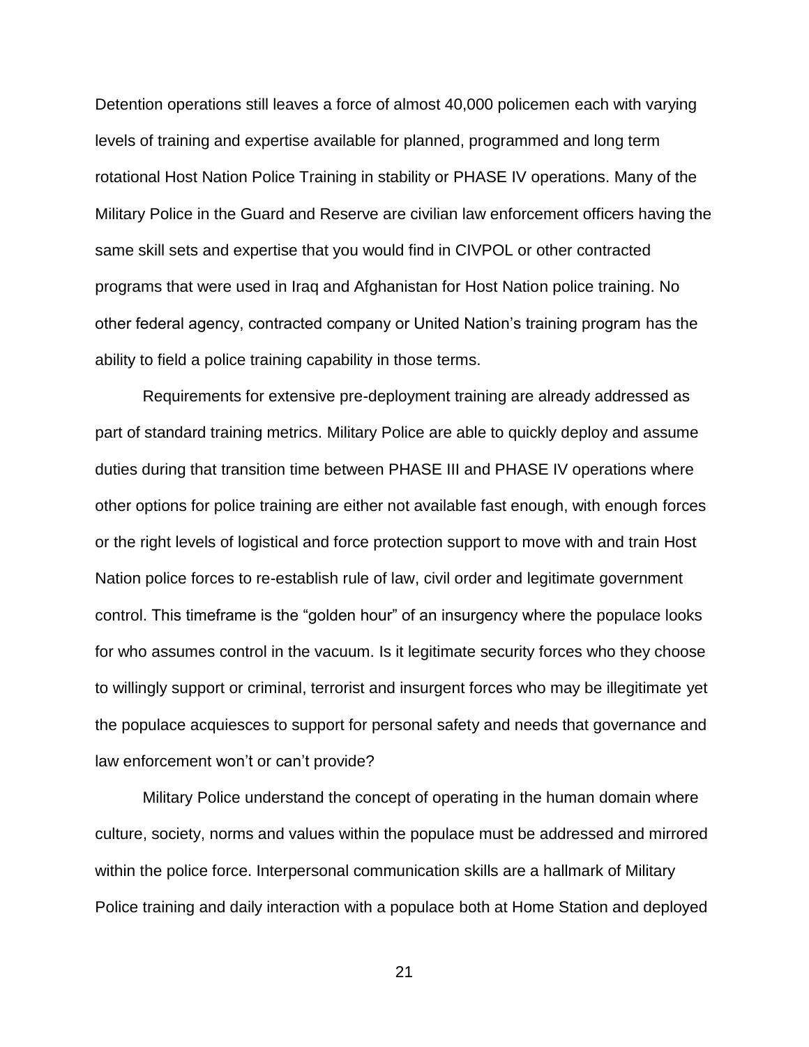Detention operations still leaves a force of almost 40,000 policemen each with varying levels of training and expertise available for planned, programmed and long term rotational Host Nation Police Training in stability or PHASE IV operations. Many of the Military Police in the Guard and Reserve are civilian law enforcement officers having the same skill sets and expertise that you would find in CIVPOL or other contracted programs that were used in Iraq and Afghanistan for Host Nation police training. No other federal agency, contracted company or United Nation's training program has the ability to field a police training capability in those terms.

Requirements for extensive pre-deployment training are already addressed as part of standard training metrics. Military Police are able to quickly deploy and assume duties during that transition time between PHASE III and PHASE IV operations where other options for police training are either not available fast enough, with enough forces or the right levels of logistical and force protection support to move with and train Host Nation police forces to re-establish rule of law, civil order and legitimate government control. This timeframe is the "golden hour" of an insurgency where the populace looks for who assumes control in the vacuum. Is it legitimate security forces who they choose to willingly support or criminal, terrorist and insurgent forces who may be illegitimate yet the populace acquiesces to support for personal safety and needs that governance and law enforcement won't or can't provide?

Military Police understand the concept of operating in the human domain where culture, society, norms and values within the populace must be addressed and mirrored within the police force. Interpersonal communication skills are a hallmark of Military Police training and daily interaction with a populace both at Home Station and deployed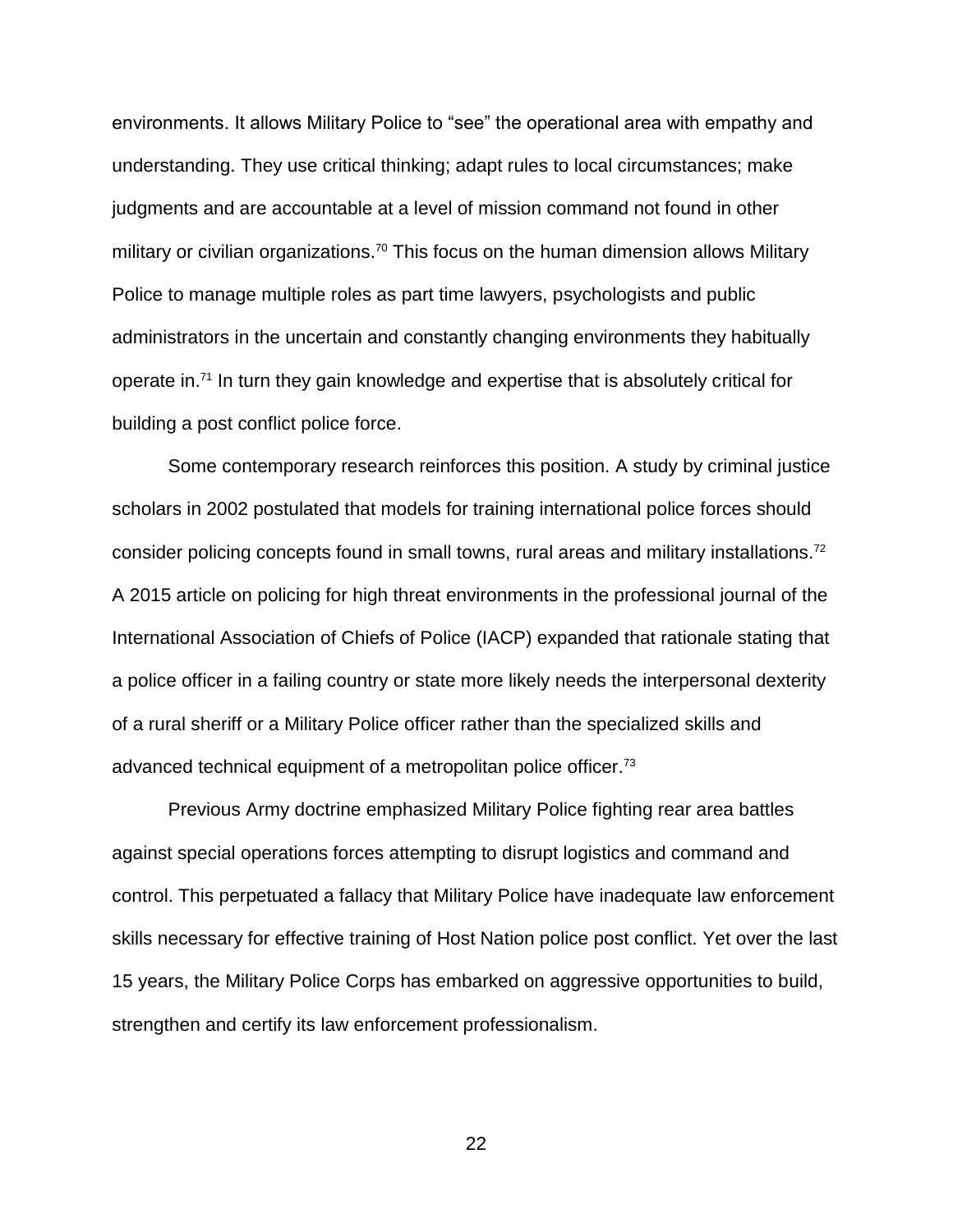environments. It allows Military Police to “see” the operational area with empathy and understanding. They use critical thinking; adapt rules to local circumstances; make judgments and are accountable at a level of mission command not found in other military or civilian organizations.[70] This focus on the human dimension allows Military Police to manage multiple roles as part time lawyers, psychologists and public administrators in the uncertain and constantly changing environments they habitually operate in.[71] In turn they gain knowledge and expertise that is absolutely critical for building a post conflict police force.

Some contemporary research reinforces this position. A study by criminal justice scholars in 2002 postulated that models for training international police forces should consider policing concepts found in small towns, rural areas and military installations.[72] A 2015 article on policing for high threat environments in the professional journal of the International Association of Chiefs of Police (IACP) expanded that rationale stating that a police officer in a failing country or state more likely needs the interpersonal dexterity of a rural sheriff or a Military Police officer rather than the specialized skills and advanced technical equipment of a metropolitan police officer.[73]

Previous Army doctrine emphasized Military Police fighting rear area battles against special operations forces attempting to disrupt logistics and command and control. This perpetuated a fallacy that Military Police have inadequate law enforcement skills necessary for effective training of Host Nation police post conflict. Yet over the last 15 years, the Military Police Corps has embarked on aggressive opportunities to build, strengthen and certify its law enforcement professionalism.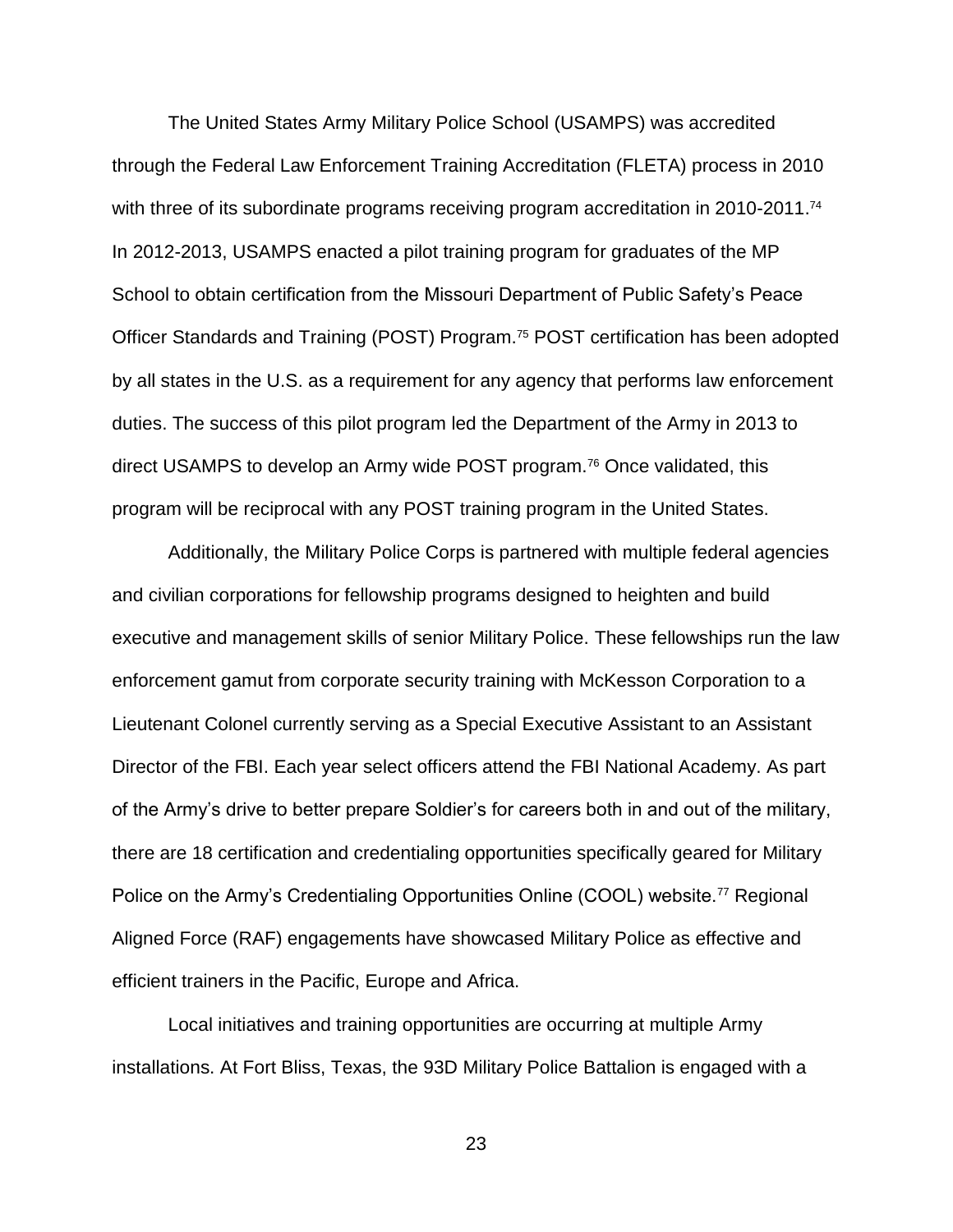The United States Army Military Police School (USAMPS) was accredited through the Federal Law Enforcement Training Accreditation (FLETA) process in 2010 with three of its subordinate programs receiving program accreditation in 2010-2011.[74] In 2012-2013, USAMPS enacted a pilot training program for graduates of the MP School to obtain certification from the Missouri Department of Public Safety's Peace Officer Standards and Training (POST) Program.[75] POST certification has been adopted by all states in the U.S. as a requirement for any agency that performs law enforcement duties. The success of this pilot program led the Department of the Army in 2013 to direct USAMPS to develop an Army wide POST program.[76] Once validated, this program will be reciprocal with any POST training program in the United States.

Additionally, the Military Police Corps is partnered with multiple federal agencies and civilian corporations for fellowship programs designed to heighten and build executive and management skills of senior Military Police. These fellowships run the law enforcement gamut from corporate security training with McKesson Corporation to a Lieutenant Colonel currently serving as a Special Executive Assistant to an Assistant Director of the FBI. Each year select officers attend the FBI National Academy. As part of the Army's drive to better prepare Soldier's for careers both in and out of the military, there are 18 certification and credentialing opportunities specifically geared for Military Police on the Army's Credentialing Opportunities Online (COOL) website.[77] Regional Aligned Force (RAF) engagements have showcased Military Police as effective and efficient trainers in the Pacific, Europe and Africa.

Local initiatives and training opportunities are occurring at multiple Army installations. At Fort Bliss, Texas, the 93D Military Police Battalion is engaged with a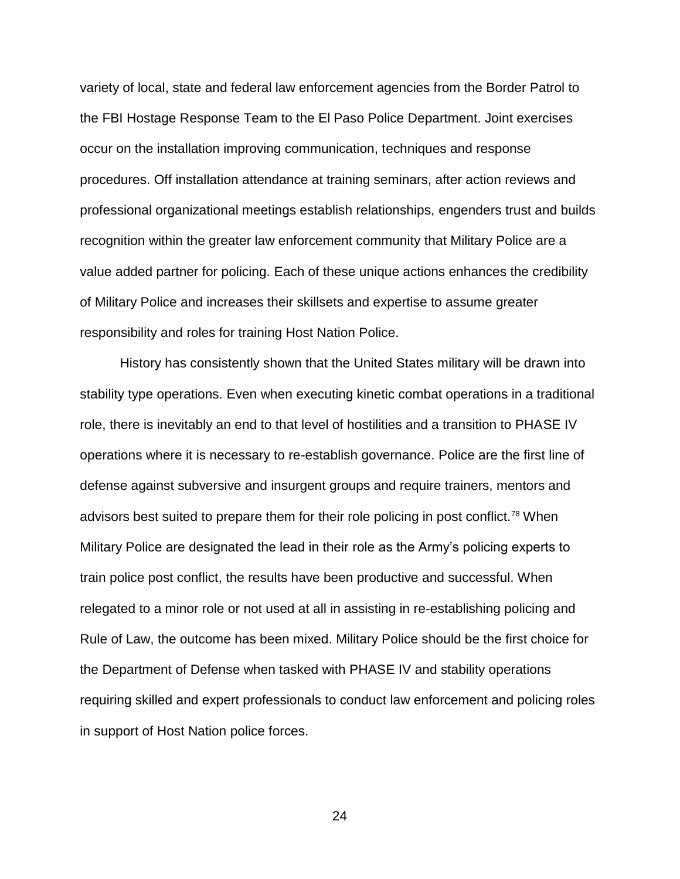variety of local, state and federal law enforcement agencies from the Border Patrol to the FBI Hostage Response Team to the El Paso Police Department. Joint exercises occur on the installation improving communication, techniques and response procedures. Off installation attendance at training seminars, after action reviews and professional organizational meetings establish relationships, engenders trust and builds recognition within the greater law enforcement community that Military Police are a value added partner for policing. Each of these unique actions enhances the credibility of Military Police and increases their skillsets and expertise to assume greater responsibility and roles for training Host Nation Police.

History has consistently shown that the United States military will be drawn into stability type operations. Even when executing kinetic combat operations in a traditional role, there is inevitably an end to that level of hostilities and a transition to PHASE IV operations where it is necessary to re-establish governance. Police are the first line of defense against subversive and insurgent groups and require trainers, mentors and advisors best suited to prepare them for their role policing in post conflict.[78] When Military Police are designated the lead in their role as the Army's policing experts to train police post conflict, the results have been productive and successful. When relegated to a minor role or not used at all in assisting in re-establishing policing and Rule of Law, the outcome has been mixed. Military Police should be the first choice for the Department of Defense when tasked with PHASE IV and stability operations requiring skilled and expert professionals to conduct law enforcement and policing roles in support of Host Nation police forces.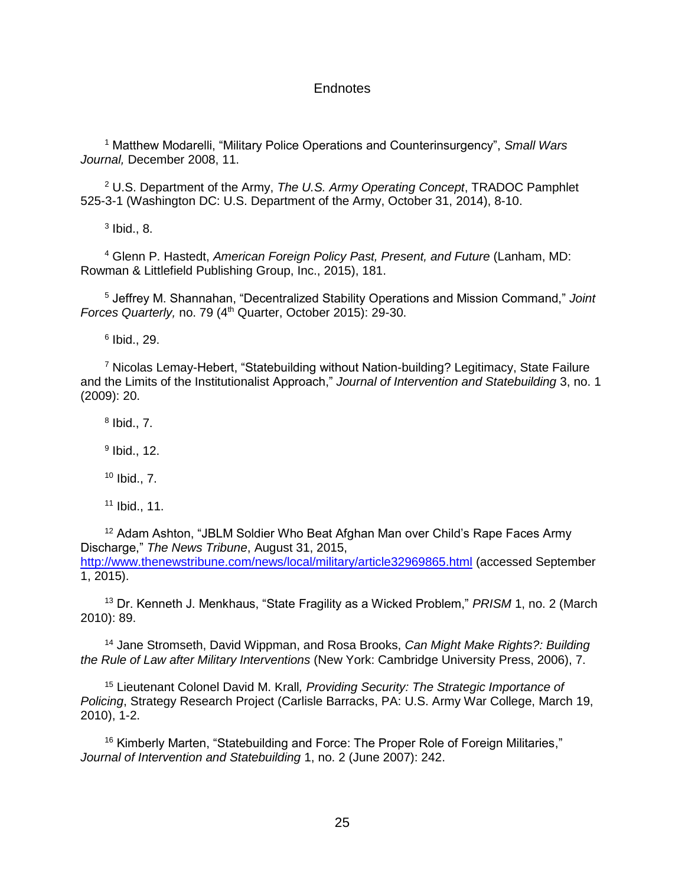# Endnotes

[1] Matthew Modarelli, “Military Police Operations and Counterinsurgency”, *Small Wars Journal,* December 2008, 11.

[2] U.S. Department of the Army, *The U.S. Army Operating Concept*, TRADOC Pamphlet 525-3-1 (Washington DC: U.S. Department of the Army, October 31, 2014), 8-10.

[3] Ibid., 8.

[4] Glenn P. Hastedt, *American Foreign Policy Past, Present, and Future* (Lanham, MD: Rowman & Littlefield Publishing Group, Inc., 2015), 181.

[5] Jeffrey M. Shannahan, “Decentralized Stability Operations and Mission Command,” *Joint Forces Quarterly,* no. 79 (4th Quarter, October 2015): 29-30.

[6] Ibid., 29.

[7] Nicolas Lemay-Hebert, “Statebuilding without Nation-building? Legitimacy, State Failure and the Limits of the Institutionalist Approach,” *Journal of Intervention and Statebuilding* 3, no. 1 (2009): 20.

[8] Ibid., 7.

[9] Ibid., 12.

[10] Ibid., 7.

[11] Ibid., 11.

[12] Adam Ashton, “JBLM Soldier Who Beat Afghan Man over Child’s Rape Faces Army Discharge,” *The News Tribune*, August 31, 2015, http://www.thenewstribune.com/news/local/military/article32969865.html (accessed September 1, 2015).

[13] Dr. Kenneth J. Menkhaus, “State Fragility as a Wicked Problem,” *PRISM* 1, no. 2 (March 2010): 89.

[14] Jane Stromseth, David Wippman, and Rosa Brooks, *Can Might Make Rights?: Building the Rule of Law after Military Interventions* (New York: Cambridge University Press, 2006), 7.

[15] Lieutenant Colonel David M. Krall*, Providing Security: The Strategic Importance of Policing*, Strategy Research Project (Carlisle Barracks, PA: U.S. Army War College, March 19, 2010), 1-2.

[16] Kimberly Marten, “Statebuilding and Force: The Proper Role of Foreign Militaries,” *Journal of Intervention and Statebuilding* 1, no. 2 (June 2007): 242.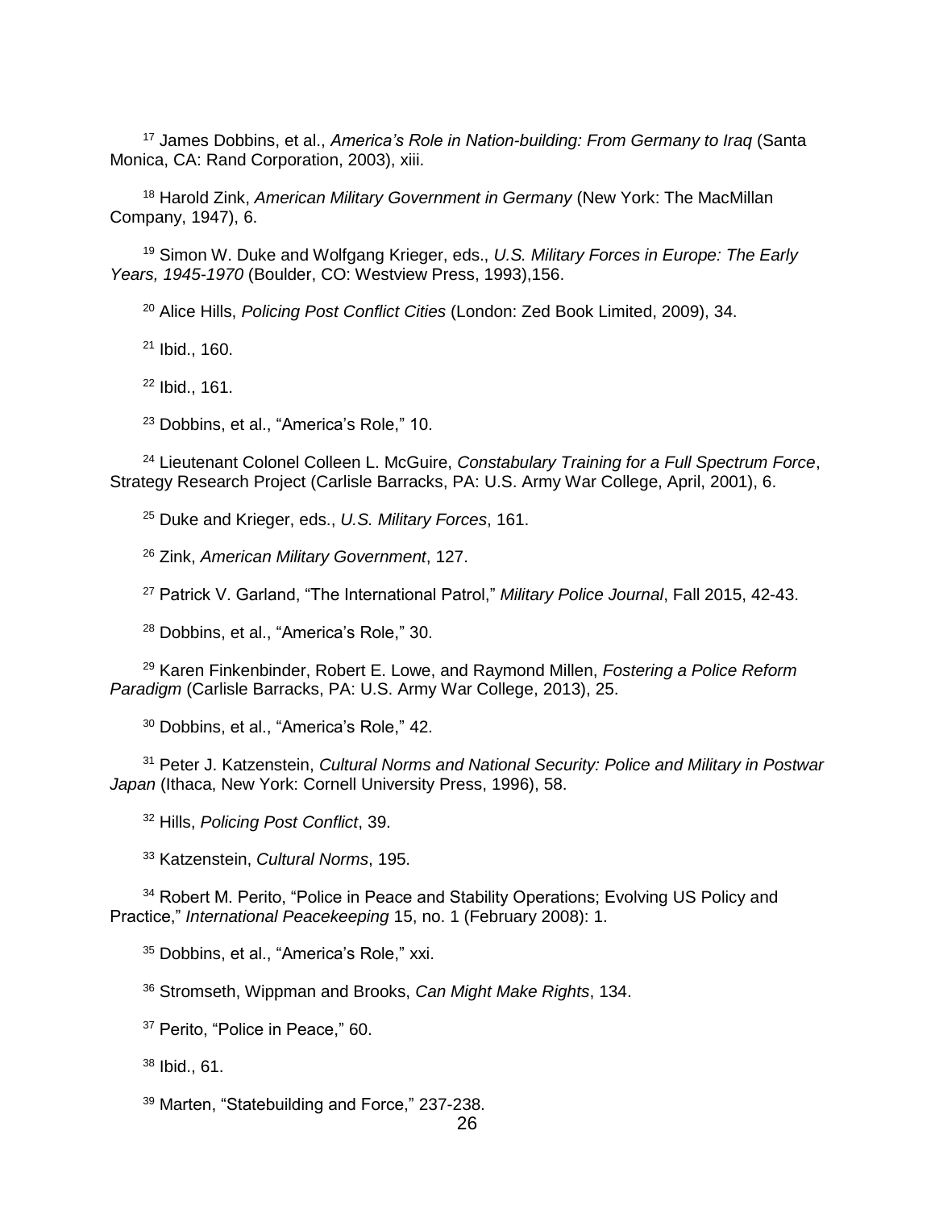[17] James Dobbins, et al., *America's Role in Nation-building: From Germany to Iraq* (Santa Monica, CA: Rand Corporation, 2003), xiii.

[18] Harold Zink, *American Military Government in Germany* (New York: The MacMillan Company, 1947), 6.

[19] Simon W. Duke and Wolfgang Krieger, eds., *U.S. Military Forces in Europe: The Early Years, 1945-1970* (Boulder, CO: Westview Press, 1993),156.

[20] Alice Hills, *Policing Post Conflict Cities* (London: Zed Book Limited, 2009), 34.

[21] Ibid., 160.

[22] Ibid., 161.

[23] Dobbins, et al., "America's Role," 10.

[24] Lieutenant Colonel Colleen L. McGuire, *Constabulary Training for a Full Spectrum Force*, Strategy Research Project (Carlisle Barracks, PA: U.S. Army War College, April, 2001), 6.

[25] Duke and Krieger, eds., *U.S. Military Forces*, 161.

[26] Zink, *American Military Government*, 127.

[27] Patrick V. Garland, "The International Patrol," *Military Police Journal*, Fall 2015, 42-43.

[28] Dobbins, et al., "America's Role," 30.

[29] Karen Finkenbinder, Robert E. Lowe, and Raymond Millen, *Fostering a Police Reform Paradigm* (Carlisle Barracks, PA: U.S. Army War College, 2013), 25.

[30] Dobbins, et al., "America's Role," 42.

[31] Peter J. Katzenstein, *Cultural Norms and National Security: Police and Military in Postwar Japan* (Ithaca, New York: Cornell University Press, 1996), 58.

[32] Hills, *Policing Post Conflict*, 39.

[33] Katzenstein, *Cultural Norms*, 195.

[34] Robert M. Perito, "Police in Peace and Stability Operations; Evolving US Policy and Practice," *International Peacekeeping* 15, no. 1 (February 2008): 1.

[35] Dobbins, et al., "America's Role," xxi.

[36] Stromseth, Wippman and Brooks, *Can Might Make Rights*, 134.

[37] Perito, "Police in Peace," 60.

[38] Ibid., 61.

[39] Marten, "Statebuilding and Force," 237-238.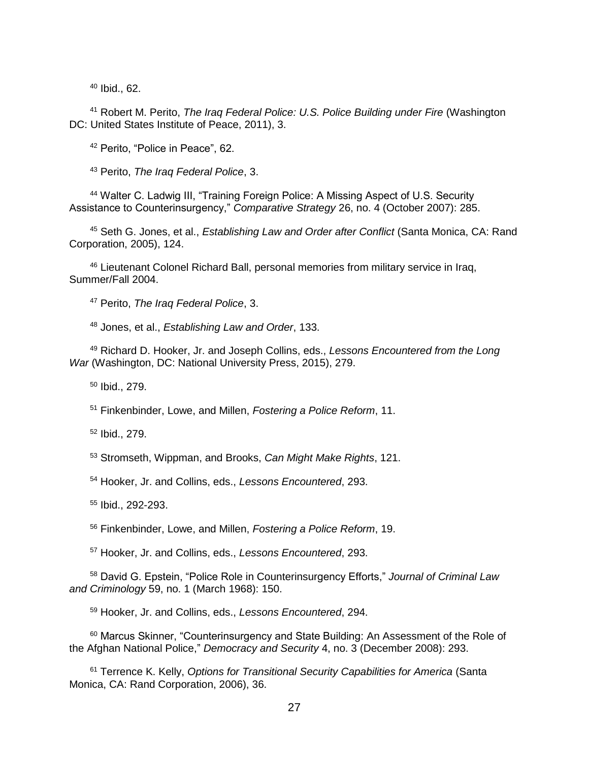[40] Ibid., 62.

[41] Robert M. Perito, *The Iraq Federal Police: U.S. Police Building under Fire* (Washington DC: United States Institute of Peace, 2011), 3.

[42] Perito, "Police in Peace", 62.

[43] Perito, *The Iraq Federal Police*, 3.

[44] Walter C. Ladwig III, "Training Foreign Police: A Missing Aspect of U.S. Security Assistance to Counterinsurgency," *Comparative Strategy* 26, no. 4 (October 2007): 285.

[45] Seth G. Jones, et al., *Establishing Law and Order after Conflict* (Santa Monica, CA: Rand Corporation, 2005), 124.

[46] Lieutenant Colonel Richard Ball, personal memories from military service in Iraq, Summer/Fall 2004.

[47] Perito, *The Iraq Federal Police*, 3.

[48] Jones, et al., *Establishing Law and Order*, 133.

[49] Richard D. Hooker, Jr. and Joseph Collins, eds., *Lessons Encountered from the Long War* (Washington, DC: National University Press, 2015), 279.

[50] Ibid., 279.

[51] Finkenbinder, Lowe, and Millen, *Fostering a Police Reform*, 11.

[52] Ibid., 279.

[53] Stromseth, Wippman, and Brooks, *Can Might Make Rights*, 121.

[54] Hooker, Jr. and Collins, eds., *Lessons Encountered*, 293.

[55] Ibid., 292-293.

[56] Finkenbinder, Lowe, and Millen, *Fostering a Police Reform*, 19.

[57] Hooker, Jr. and Collins, eds., *Lessons Encountered*, 293.

[58] David G. Epstein, "Police Role in Counterinsurgency Efforts," *Journal of Criminal Law and Criminology* 59, no. 1 (March 1968): 150.

[59] Hooker, Jr. and Collins, eds., *Lessons Encountered*, 294.

[60] Marcus Skinner, "Counterinsurgency and State Building: An Assessment of the Role of the Afghan National Police," *Democracy and Security* 4, no. 3 (December 2008): 293.

[61] Terrence K. Kelly, *Options for Transitional Security Capabilities for America* (Santa Monica, CA: Rand Corporation, 2006), 36.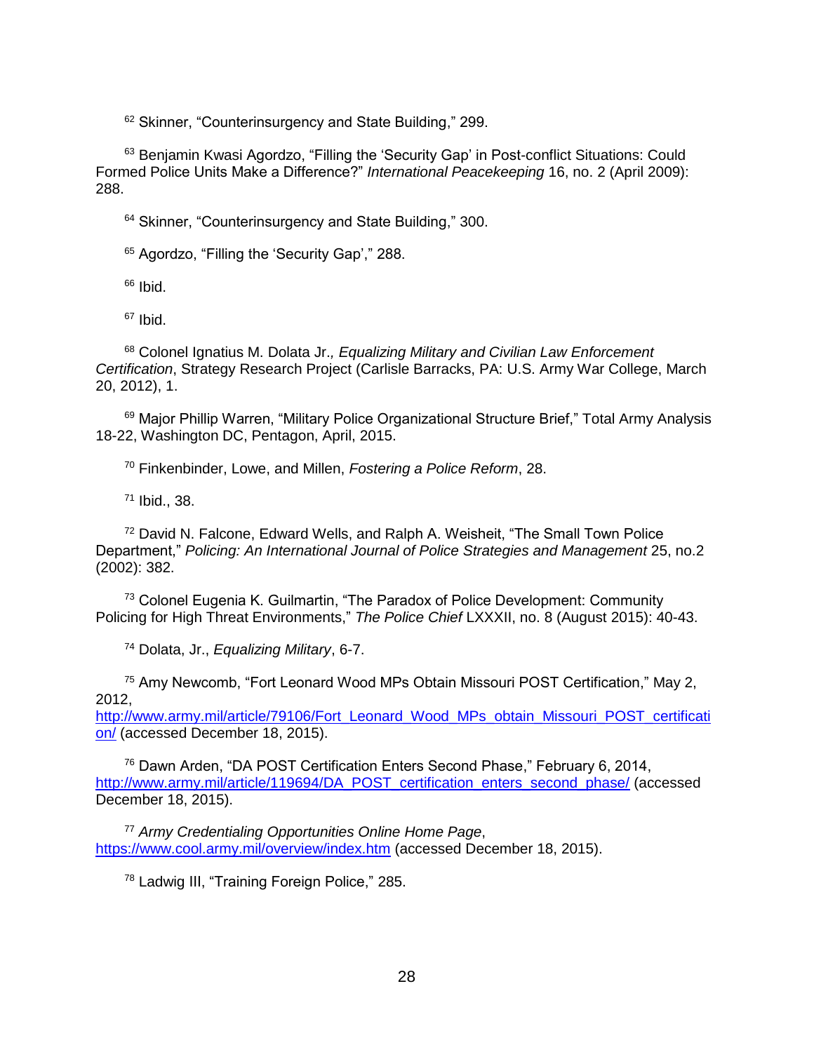[62] Skinner, "Counterinsurgency and State Building," 299.

[63] Benjamin Kwasi Agordzo, "Filling the 'Security Gap' in Post-conflict Situations: Could Formed Police Units Make a Difference?" *International Peacekeeping* 16, no. 2 (April 2009): 288.

[64] Skinner, "Counterinsurgency and State Building," 300.

[65] Agordzo, "Filling the 'Security Gap'," 288.

[66] Ibid.

[67] Ibid.

[68] Colonel Ignatius M. Dolata Jr.*, Equalizing Military and Civilian Law Enforcement Certification*, Strategy Research Project (Carlisle Barracks, PA: U.S. Army War College, March 20, 2012), 1.

[69] Major Phillip Warren, "Military Police Organizational Structure Brief," Total Army Analysis 18-22, Washington DC, Pentagon, April, 2015.

[70] Finkenbinder, Lowe, and Millen, *Fostering a Police Reform*, 28.

[71] Ibid., 38.

[72] David N. Falcone, Edward Wells, and Ralph A. Weisheit, "The Small Town Police Department," *Policing: An International Journal of Police Strategies and Management* 25, no.2 (2002): 382.

[73] Colonel Eugenia K. Guilmartin, "The Paradox of Police Development: Community Policing for High Threat Environments," *The Police Chief* LXXXII, no. 8 (August 2015): 40-43.

[74] Dolata, Jr., *Equalizing Military*, 6-7.

[75] Amy Newcomb, "Fort Leonard Wood MPs Obtain Missouri POST Certification," May 2, 2012, http://www.army.mil/article/79106/Fort_Leonard_Wood_MPs_obtain_Missouri_POST_certification/ (accessed December 18, 2015).

[76] Dawn Arden, "DA POST Certification Enters Second Phase," February 6, 2014, http://www.army.mil/article/119694/DA_POST_certification_enters_second_phase/ (accessed December 18, 2015).

[77] *Army Credentialing Opportunities Online Home Page*, https://www.cool.army.mil/overview/index.htm (accessed December 18, 2015).

[78] Ladwig III, "Training Foreign Police," 285.